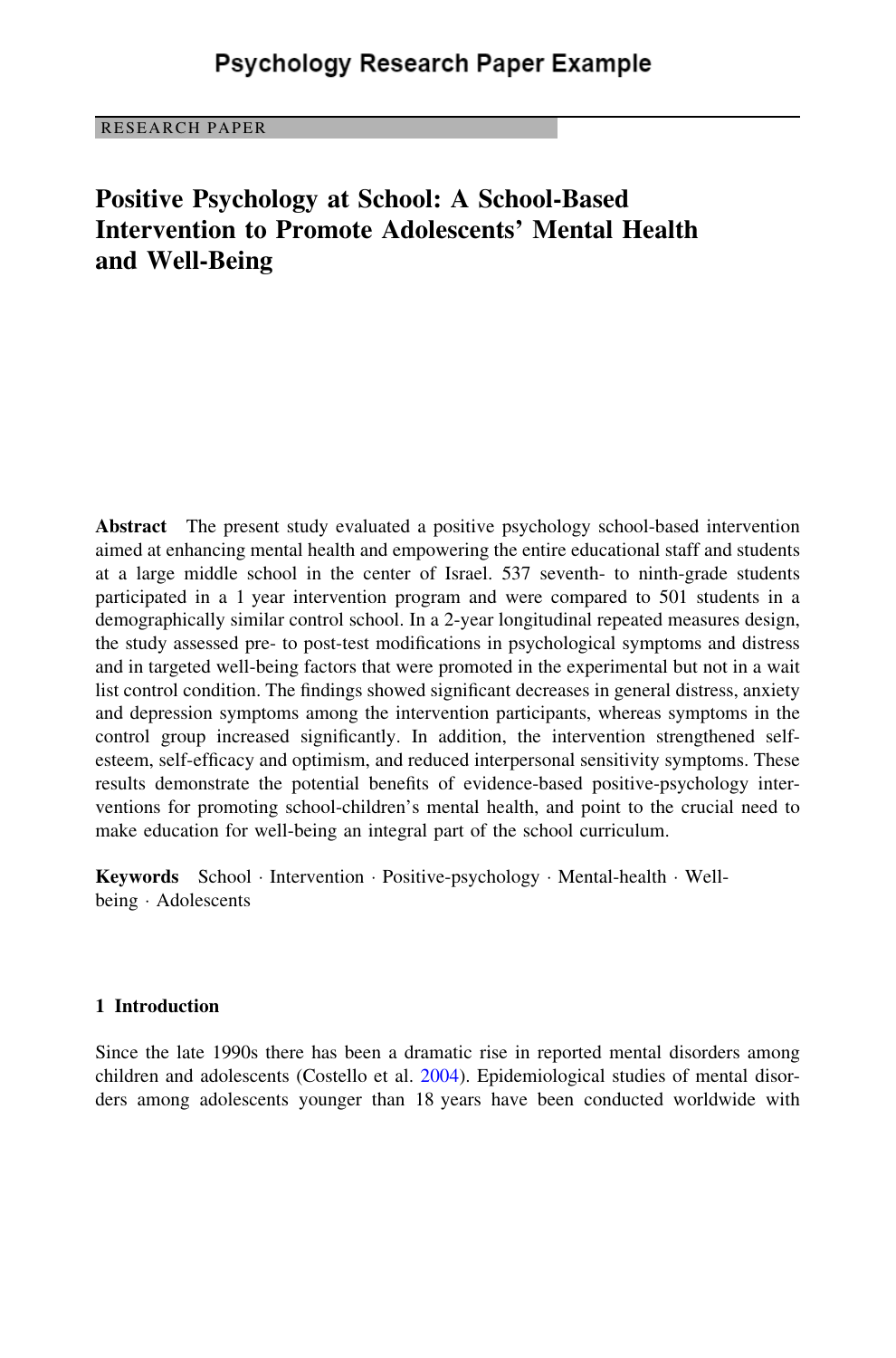# Psychology Research Paper Example

RESEARCH PAPER

## Positive Psychology at School: A School-Based Intervention to Promote Adolescents' Mental Health and Well-Being

**Abstract** The present study evaluated a positive psychology school-based intervention aimed at enhancing mental health and empowering the entire educational staff and students at a large middle school in the center of Israel. 537 seventh- to ninth-grade students participated in a 1 year intervention program and were compared to 501 students in a demographically similar control school. In a 2-year longitudinal repeated measures design, the study assessed pre- to post-test modifications in psychological symptoms and distress and in targeted well-being factors that were promoted in the experimental but not in a wait list control condition. The findings showed significant decreases in general distress, anxiety and depression symptoms among the intervention participants, whereas symptoms in the control group increased significantly. In addition, the intervention strengthened self-esteem, self-efficacy and optimism, and reduced interpersonal sensitivity symptoms. These results demonstrate the potential benefits of evidence-based positive-psychology interventions for promoting school-children's mental health, and point to the crucial need to make education for well-being an integral part of the school curriculum.

**Keywords** School · Intervention · Positive-psychology · Mental-health · Well-being · Adolescents

### 1 Introduction

Since the late 1990s there has been a dramatic rise in reported mental disorders among children and adolescents (Costello et al. 2004). Epidemiological studies of mental disorders among adolescents younger than 18 years have been conducted worldwide with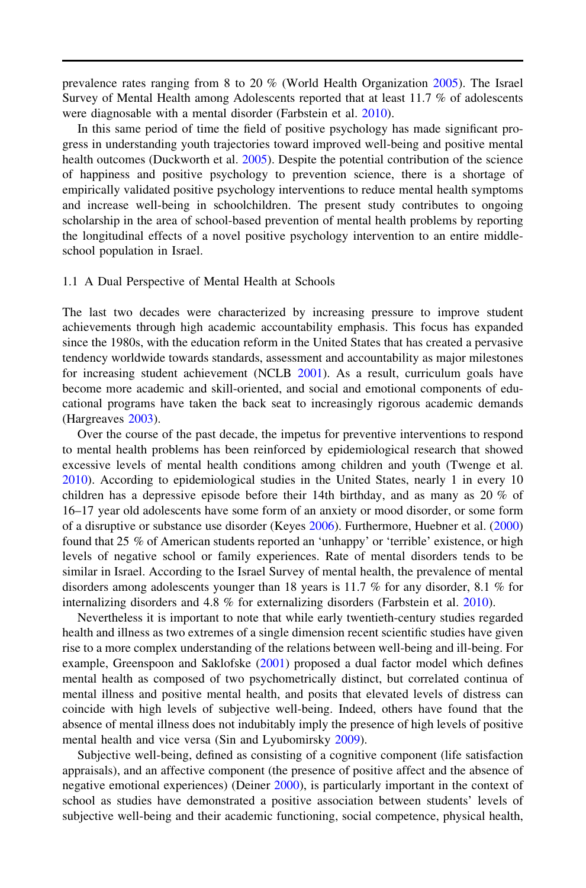prevalence rates ranging from 8 to 20 % (World Health Organization 2005). The Israel Survey of Mental Health among Adolescents reported that at least 11.7 % of adolescents were diagnosable with a mental disorder (Farbstein et al. 2010).

In this same period of time the field of positive psychology has made significant progress in understanding youth trajectories toward improved well-being and positive mental health outcomes (Duckworth et al. 2005). Despite the potential contribution of the science of happiness and positive psychology to prevention science, there is a shortage of empirically validated positive psychology interventions to reduce mental health symptoms and increase well-being in schoolchildren. The present study contributes to ongoing scholarship in the area of school-based prevention of mental health problems by reporting the longitudinal effects of a novel positive psychology intervention to an entire middle-school population in Israel.

## 1.1 A Dual Perspective of Mental Health at Schools

The last two decades were characterized by increasing pressure to improve student achievements through high academic accountability emphasis. This focus has expanded since the 1980s, with the education reform in the United States that has created a pervasive tendency worldwide towards standards, assessment and accountability as major milestones for increasing student achievement (NCLB 2001). As a result, curriculum goals have become more academic and skill-oriented, and social and emotional components of educational programs have taken the back seat to increasingly rigorous academic demands (Hargreaves 2003).

Over the course of the past decade, the impetus for preventive interventions to respond to mental health problems has been reinforced by epidemiological research that showed excessive levels of mental health conditions among children and youth (Twenge et al. 2010). According to epidemiological studies in the United States, nearly 1 in every 10 children has a depressive episode before their 14th birthday, and as many as 20 % of 16–17 year old adolescents have some form of an anxiety or mood disorder, or some form of a disruptive or substance use disorder (Keyes 2006). Furthermore, Huebner et al. (2000) found that 25 % of American students reported an 'unhappy' or 'terrible' existence, or high levels of negative school or family experiences. Rate of mental disorders tends to be similar in Israel. According to the Israel Survey of mental health, the prevalence of mental disorders among adolescents younger than 18 years is 11.7 % for any disorder, 8.1 % for internalizing disorders and 4.8 % for externalizing disorders (Farbstein et al. 2010).

Nevertheless it is important to note that while early twentieth-century studies regarded health and illness as two extremes of a single dimension recent scientific studies have given rise to a more complex understanding of the relations between well-being and ill-being. For example, Greenspoon and Saklofske (2001) proposed a dual factor model which defines mental health as composed of two psychometrically distinct, but correlated continua of mental illness and positive mental health, and posits that elevated levels of distress can coincide with high levels of subjective well-being. Indeed, others have found that the absence of mental illness does not indubitably imply the presence of high levels of positive mental health and vice versa (Sin and Lyubomirsky 2009).

Subjective well-being, defined as consisting of a cognitive component (life satisfaction appraisals), and an affective component (the presence of positive affect and the absence of negative emotional experiences) (Deiner 2000), is particularly important in the context of school as studies have demonstrated a positive association between students' levels of subjective well-being and their academic functioning, social competence, physical health,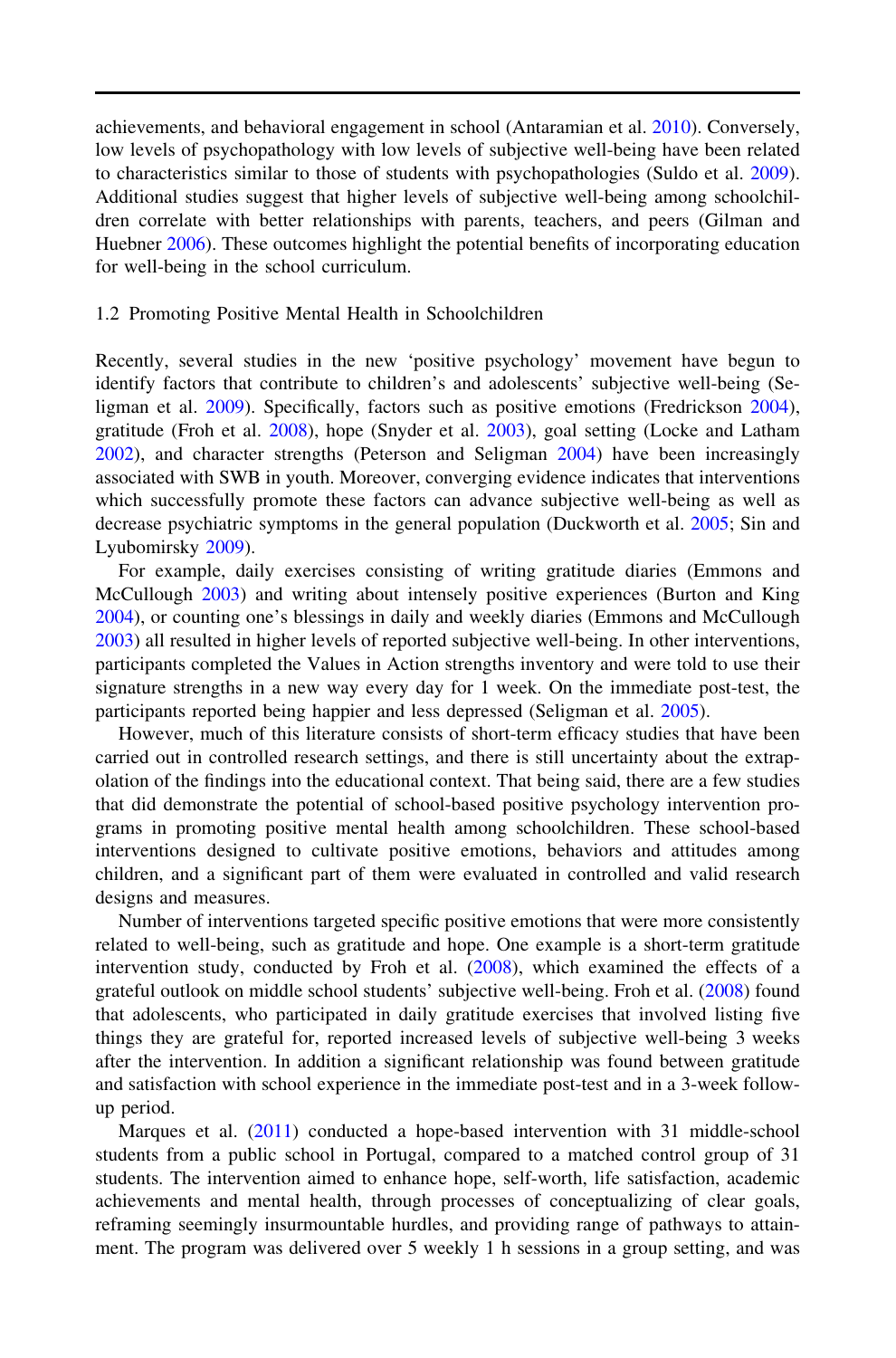achievements, and behavioral engagement in school (Antaramian et al. 2010). Conversely, low levels of psychopathology with low levels of subjective well-being have been related to characteristics similar to those of students with psychopathologies (Suldo et al. 2009). Additional studies suggest that higher levels of subjective well-being among schoolchildren correlate with better relationships with parents, teachers, and peers (Gilman and Huebner 2006). These outcomes highlight the potential benefits of incorporating education for well-being in the school curriculum.

### 1.2 Promoting Positive Mental Health in Schoolchildren

Recently, several studies in the new 'positive psychology' movement have begun to identify factors that contribute to children's and adolescents' subjective well-being (Seligman et al. 2009). Specifically, factors such as positive emotions (Fredrickson 2004), gratitude (Froh et al. 2008), hope (Snyder et al. 2003), goal setting (Locke and Latham 2002), and character strengths (Peterson and Seligman 2004) have been increasingly associated with SWB in youth. Moreover, converging evidence indicates that interventions which successfully promote these factors can advance subjective well-being as well as decrease psychiatric symptoms in the general population (Duckworth et al. 2005; Sin and Lyubomirsky 2009).

For example, daily exercises consisting of writing gratitude diaries (Emmons and McCullough 2003) and writing about intensely positive experiences (Burton and King 2004), or counting one's blessings in daily and weekly diaries (Emmons and McCullough 2003) all resulted in higher levels of reported subjective well-being. In other interventions, participants completed the Values in Action strengths inventory and were told to use their signature strengths in a new way every day for 1 week. On the immediate post-test, the participants reported being happier and less depressed (Seligman et al. 2005).

However, much of this literature consists of short-term efficacy studies that have been carried out in controlled research settings, and there is still uncertainty about the extrapolation of the findings into the educational context. That being said, there are a few studies that did demonstrate the potential of school-based positive psychology intervention programs in promoting positive mental health among schoolchildren. These school-based interventions designed to cultivate positive emotions, behaviors and attitudes among children, and a significant part of them were evaluated in controlled and valid research designs and measures.

Number of interventions targeted specific positive emotions that were more consistently related to well-being, such as gratitude and hope. One example is a short-term gratitude intervention study, conducted by Froh et al. (2008), which examined the effects of a grateful outlook on middle school students' subjective well-being. Froh et al. (2008) found that adolescents, who participated in daily gratitude exercises that involved listing five things they are grateful for, reported increased levels of subjective well-being 3 weeks after the intervention. In addition a significant relationship was found between gratitude and satisfaction with school experience in the immediate post-test and in a 3-week follow-up period.

Marques et al. (2011) conducted a hope-based intervention with 31 middle-school students from a public school in Portugal, compared to a matched control group of 31 students. The intervention aimed to enhance hope, self-worth, life satisfaction, academic achievements and mental health, through processes of conceptualizing of clear goals, reframing seemingly insurmountable hurdles, and providing range of pathways to attainment. The program was delivered over 5 weekly 1 h sessions in a group setting, and was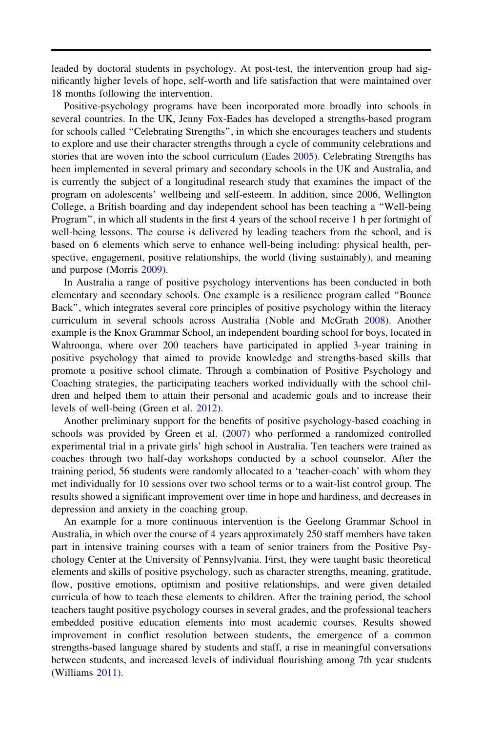leaded by doctoral students in psychology. At post-test, the intervention group had significantly higher levels of hope, self-worth and life satisfaction that were maintained over 18 months following the intervention.

Positive-psychology programs have been incorporated more broadly into schools in several countries. In the UK, Jenny Fox-Eades has developed a strengths-based program for schools called "Celebrating Strengths", in which she encourages teachers and students to explore and use their character strengths through a cycle of community celebrations and stories that are woven into the school curriculum (Eades 2005). Celebrating Strengths has been implemented in several primary and secondary schools in the UK and Australia, and is currently the subject of a longitudinal research study that examines the impact of the program on adolescents' wellbeing and self-esteem. In addition, since 2006, Wellington College, a British boarding and day independent school has been teaching a "Well-being Program", in which all students in the first 4 years of the school receive 1 h per fortnight of well-being lessons. The course is delivered by leading teachers from the school, and is based on 6 elements which serve to enhance well-being including: physical health, perspective, engagement, positive relationships, the world (living sustainably), and meaning and purpose (Morris 2009).

In Australia a range of positive psychology interventions has been conducted in both elementary and secondary schools. One example is a resilience program called "Bounce Back", which integrates several core principles of positive psychology within the literacy curriculum in several schools across Australia (Noble and McGrath 2008). Another example is the Knox Grammar School, an independent boarding school for boys, located in Wahroonga, where over 200 teachers have participated in applied 3-year training in positive psychology that aimed to provide knowledge and strengths-based skills that promote a positive school climate. Through a combination of Positive Psychology and Coaching strategies, the participating teachers worked individually with the school children and helped them to attain their personal and academic goals and to increase their levels of well-being (Green et al. 2012).

Another preliminary support for the benefits of positive psychology-based coaching in schools was provided by Green et al. (2007) who performed a randomized controlled experimental trial in a private girls' high school in Australia. Ten teachers were trained as coaches through two half-day workshops conducted by a school counselor. After the training period, 56 students were randomly allocated to a 'teacher-coach' with whom they met individually for 10 sessions over two school terms or to a wait-list control group. The results showed a significant improvement over time in hope and hardiness, and decreases in depression and anxiety in the coaching group.

An example for a more continuous intervention is the Geelong Grammar School in Australia, in which over the course of 4 years approximately 250 staff members have taken part in intensive training courses with a team of senior trainers from the Positive Psychology Center at the University of Pennsylvania. First, they were taught basic theoretical elements and skills of positive psychology, such as character strengths, meaning, gratitude, flow, positive emotions, optimism and positive relationships, and were given detailed curricula of how to teach these elements to children. After the training period, the school teachers taught positive psychology courses in several grades, and the professional teachers embedded positive education elements into most academic courses. Results showed improvement in conflict resolution between students, the emergence of a common strengths-based language shared by students and staff, a rise in meaningful conversations between students, and increased levels of individual flourishing among 7th year students (Williams 2011).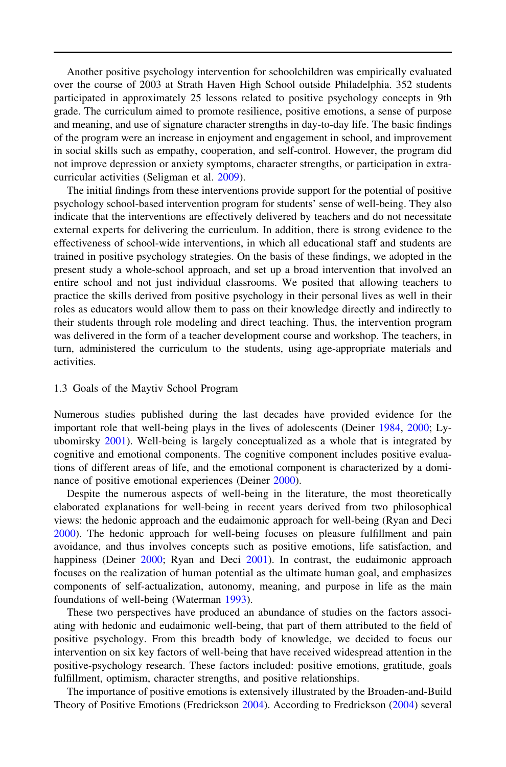Another positive psychology intervention for schoolchildren was empirically evaluated over the course of 2003 at Strath Haven High School outside Philadelphia. 352 students participated in approximately 25 lessons related to positive psychology concepts in 9th grade. The curriculum aimed to promote resilience, positive emotions, a sense of purpose and meaning, and use of signature character strengths in day-to-day life. The basic findings of the program were an increase in enjoyment and engagement in school, and improvement in social skills such as empathy, cooperation, and self-control. However, the program did not improve depression or anxiety symptoms, character strengths, or participation in extra-curricular activities (Seligman et al. 2009).

The initial findings from these interventions provide support for the potential of positive psychology school-based intervention program for students' sense of well-being. They also indicate that the interventions are effectively delivered by teachers and do not necessitate external experts for delivering the curriculum. In addition, there is strong evidence to the effectiveness of school-wide interventions, in which all educational staff and students are trained in positive psychology strategies. On the basis of these findings, we adopted in the present study a whole-school approach, and set up a broad intervention that involved an entire school and not just individual classrooms. We posited that allowing teachers to practice the skills derived from positive psychology in their personal lives as well in their roles as educators would allow them to pass on their knowledge directly and indirectly to their students through role modeling and direct teaching. Thus, the intervention program was delivered in the form of a teacher development course and workshop. The teachers, in turn, administered the curriculum to the students, using age-appropriate materials and activities.

### 1.3 Goals of the Maytiv School Program

Numerous studies published during the last decades have provided evidence for the important role that well-being plays in the lives of adolescents (Deiner 1984, 2000; Lyubomirsky 2001). Well-being is largely conceptualized as a whole that is integrated by cognitive and emotional components. The cognitive component includes positive evaluations of different areas of life, and the emotional component is characterized by a dominance of positive emotional experiences (Deiner 2000).

Despite the numerous aspects of well-being in the literature, the most theoretically elaborated explanations for well-being in recent years derived from two philosophical views: the hedonic approach and the eudaimonic approach for well-being (Ryan and Deci 2000). The hedonic approach for well-being focuses on pleasure fulfillment and pain avoidance, and thus involves concepts such as positive emotions, life satisfaction, and happiness (Deiner 2000; Ryan and Deci 2001). In contrast, the eudaimonic approach focuses on the realization of human potential as the ultimate human goal, and emphasizes components of self-actualization, autonomy, meaning, and purpose in life as the main foundations of well-being (Waterman 1993).

These two perspectives have produced an abundance of studies on the factors associating with hedonic and eudaimonic well-being, that part of them attributed to the field of positive psychology. From this breadth body of knowledge, we decided to focus our intervention on six key factors of well-being that have received widespread attention in the positive-psychology research. These factors included: positive emotions, gratitude, goals fulfillment, optimism, character strengths, and positive relationships.

The importance of positive emotions is extensively illustrated by the Broaden-and-Build Theory of Positive Emotions (Fredrickson 2004). According to Fredrickson (2004) several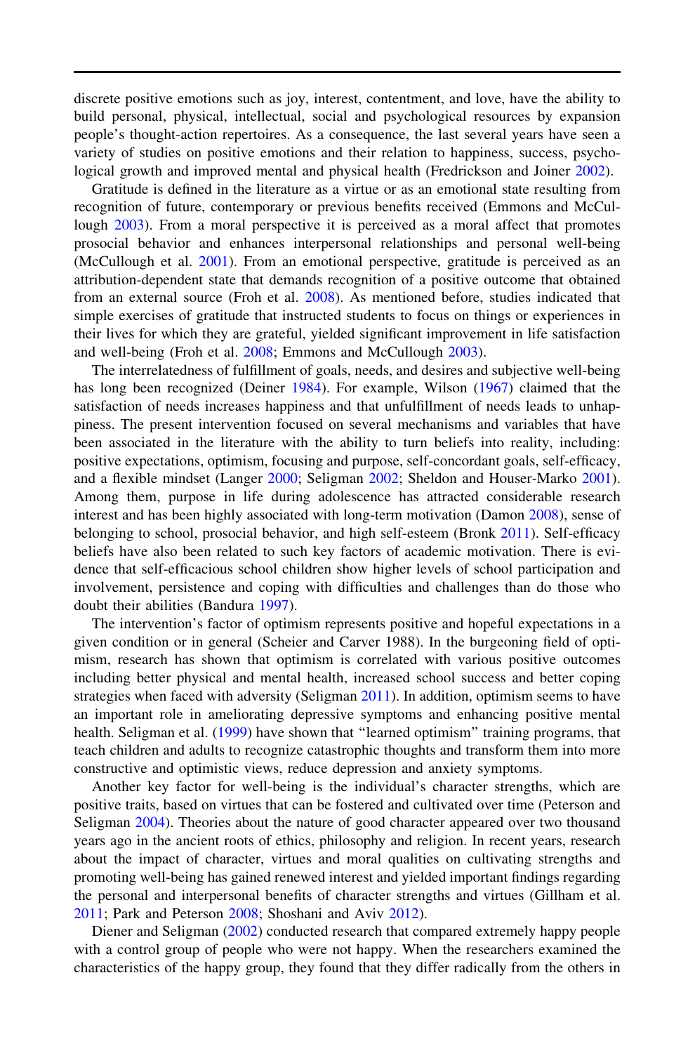discrete positive emotions such as joy, interest, contentment, and love, have the ability to build personal, physical, intellectual, social and psychological resources by expansion people's thought-action repertoires. As a consequence, the last several years have seen a variety of studies on positive emotions and their relation to happiness, success, psychological growth and improved mental and physical health (Fredrickson and Joiner 2002).

Gratitude is defined in the literature as a virtue or as an emotional state resulting from recognition of future, contemporary or previous benefits received (Emmons and McCullough 2003). From a moral perspective it is perceived as a moral affect that promotes prosocial behavior and enhances interpersonal relationships and personal well-being (McCullough et al. 2001). From an emotional perspective, gratitude is perceived as an attribution-dependent state that demands recognition of a positive outcome that obtained from an external source (Froh et al. 2008). As mentioned before, studies indicated that simple exercises of gratitude that instructed students to focus on things or experiences in their lives for which they are grateful, yielded significant improvement in life satisfaction and well-being (Froh et al. 2008; Emmons and McCullough 2003).

The interrelatedness of fulfillment of goals, needs, and desires and subjective well-being has long been recognized (Deiner 1984). For example, Wilson (1967) claimed that the satisfaction of needs increases happiness and that unfulfillment of needs leads to unhappiness. The present intervention focused on several mechanisms and variables that have been associated in the literature with the ability to turn beliefs into reality, including: positive expectations, optimism, focusing and purpose, self-concordant goals, self-efficacy, and a flexible mindset (Langer 2000; Seligman 2002; Sheldon and Houser-Marko 2001). Among them, purpose in life during adolescence has attracted considerable research interest and has been highly associated with long-term motivation (Damon 2008), sense of belonging to school, prosocial behavior, and high self-esteem (Bronk 2011). Self-efficacy beliefs have also been related to such key factors of academic motivation. There is evidence that self-efficacious school children show higher levels of school participation and involvement, persistence and coping with difficulties and challenges than do those who doubt their abilities (Bandura 1997).

The intervention's factor of optimism represents positive and hopeful expectations in a given condition or in general (Scheier and Carver 1988). In the burgeoning field of optimism, research has shown that optimism is correlated with various positive outcomes including better physical and mental health, increased school success and better coping strategies when faced with adversity (Seligman 2011). In addition, optimism seems to have an important role in ameliorating depressive symptoms and enhancing positive mental health. Seligman et al. (1999) have shown that "learned optimism" training programs, that teach children and adults to recognize catastrophic thoughts and transform them into more constructive and optimistic views, reduce depression and anxiety symptoms.

Another key factor for well-being is the individual's character strengths, which are positive traits, based on virtues that can be fostered and cultivated over time (Peterson and Seligman 2004). Theories about the nature of good character appeared over two thousand years ago in the ancient roots of ethics, philosophy and religion. In recent years, research about the impact of character, virtues and moral qualities on cultivating strengths and promoting well-being has gained renewed interest and yielded important findings regarding the personal and interpersonal benefits of character strengths and virtues (Gillham et al. 2011; Park and Peterson 2008; Shoshani and Aviv 2012).

Diener and Seligman (2002) conducted research that compared extremely happy people with a control group of people who were not happy. When the researchers examined the characteristics of the happy group, they found that they differ radically from the others in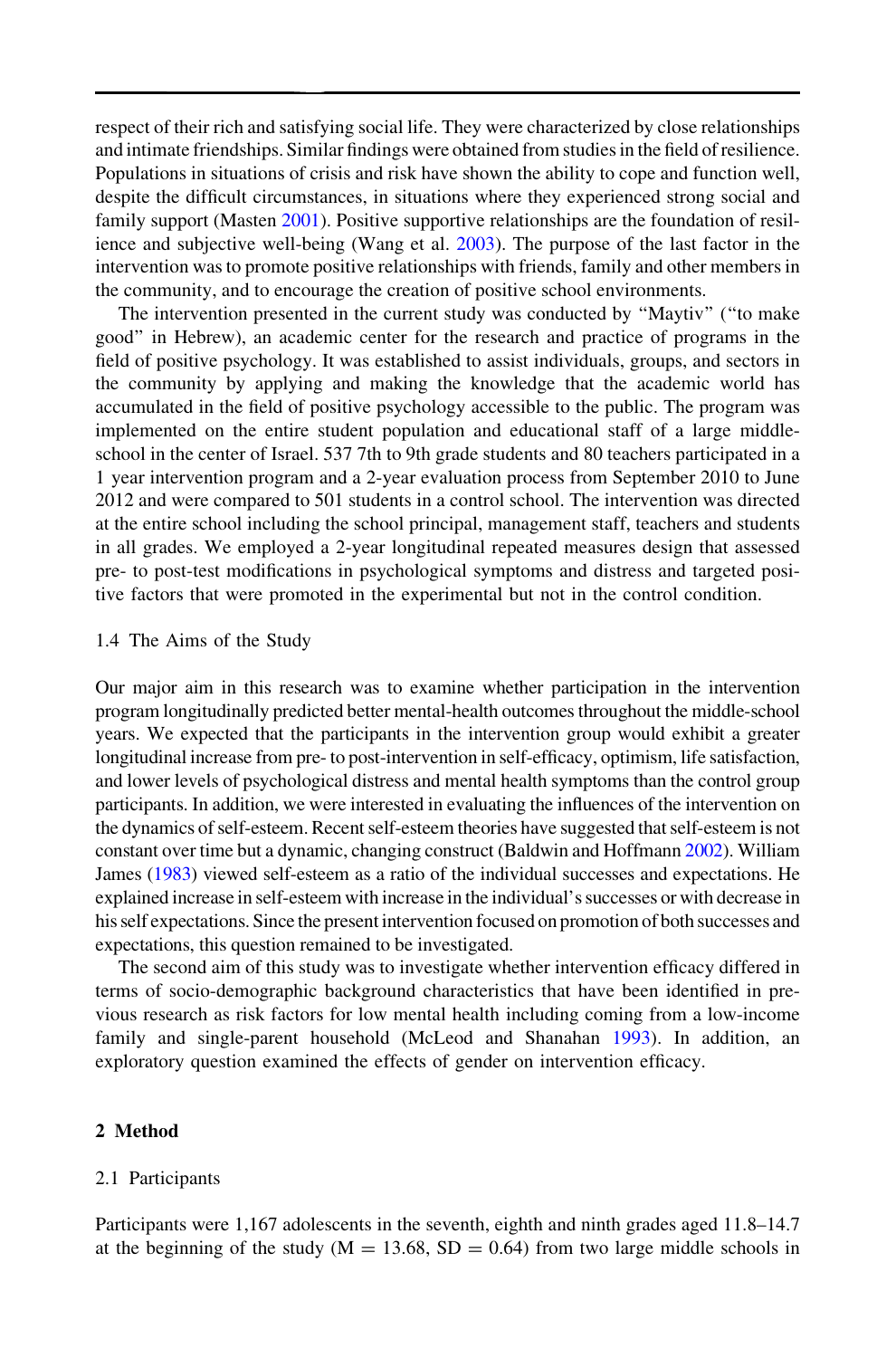respect of their rich and satisfying social life. They were characterized by close relationships and intimate friendships. Similar findings were obtained from studies in the field of resilience. Populations in situations of crisis and risk have shown the ability to cope and function well, despite the difficult circumstances, in situations where they experienced strong social and family support (Masten 2001). Positive supportive relationships are the foundation of resilience and subjective well-being (Wang et al. 2003). The purpose of the last factor in the intervention was to promote positive relationships with friends, family and other members in the community, and to encourage the creation of positive school environments.

The intervention presented in the current study was conducted by "Maytiv" ("to make good" in Hebrew), an academic center for the research and practice of programs in the field of positive psychology. It was established to assist individuals, groups, and sectors in the community by applying and making the knowledge that the academic world has accumulated in the field of positive psychology accessible to the public. The program was implemented on the entire student population and educational staff of a large middle-school in the center of Israel. 537 7th to 9th grade students and 80 teachers participated in a 1 year intervention program and a 2-year evaluation process from September 2010 to June 2012 and were compared to 501 students in a control school. The intervention was directed at the entire school including the school principal, management staff, teachers and students in all grades. We employed a 2-year longitudinal repeated measures design that assessed pre- to post-test modifications in psychological symptoms and distress and targeted positive factors that were promoted in the experimental but not in the control condition.

### 1.4 The Aims of the Study

Our major aim in this research was to examine whether participation in the intervention program longitudinally predicted better mental-health outcomes throughout the middle-school years. We expected that the participants in the intervention group would exhibit a greater longitudinal increase from pre- to post-intervention in self-efficacy, optimism, life satisfaction, and lower levels of psychological distress and mental health symptoms than the control group participants. In addition, we were interested in evaluating the influences of the intervention on the dynamics of self-esteem. Recent self-esteem theories have suggested that self-esteem is not constant over time but a dynamic, changing construct (Baldwin and Hoffmann 2002). William James (1983) viewed self-esteem as a ratio of the individual successes and expectations. He explained increase in self-esteem with increase in the individual's successes or with decrease in his self expectations. Since the present intervention focused on promotion of both successes and expectations, this question remained to be investigated.

The second aim of this study was to investigate whether intervention efficacy differed in terms of socio-demographic background characteristics that have been identified in previous research as risk factors for low mental health including coming from a low-income family and single-parent household (McLeod and Shanahan 1993). In addition, an exploratory question examined the effects of gender on intervention efficacy.

## 2 Method

### 2.1 Participants

Participants were 1,167 adolescents in the seventh, eighth and ninth grades aged 11.8–14.7 at the beginning of the study ($M = 13.68$, $SD = 0.64$) from two large middle schools in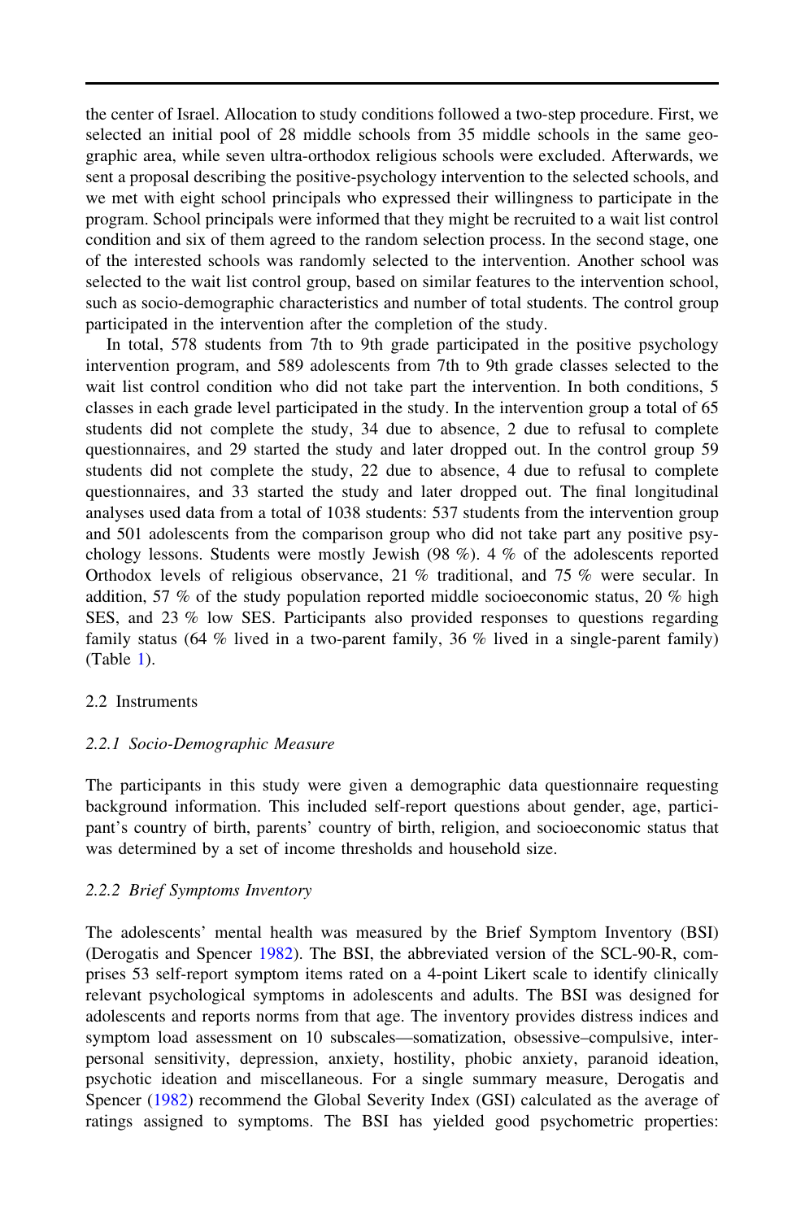the center of Israel. Allocation to study conditions followed a two-step procedure. First, we selected an initial pool of 28 middle schools from 35 middle schools in the same geographic area, while seven ultra-orthodox religious schools were excluded. Afterwards, we sent a proposal describing the positive-psychology intervention to the selected schools, and we met with eight school principals who expressed their willingness to participate in the program. School principals were informed that they might be recruited to a wait list control condition and six of them agreed to the random selection process. In the second stage, one of the interested schools was randomly selected to the intervention. Another school was selected to the wait list control group, based on similar features to the intervention school, such as socio-demographic characteristics and number of total students. The control group participated in the intervention after the completion of the study.

In total, 578 students from 7th to 9th grade participated in the positive psychology intervention program, and 589 adolescents from 7th to 9th grade classes selected to the wait list control condition who did not take part the intervention. In both conditions, 5 classes in each grade level participated in the study. In the intervention group a total of 65 students did not complete the study, 34 due to absence, 2 due to refusal to complete questionnaires, and 29 started the study and later dropped out. In the control group 59 students did not complete the study, 22 due to absence, 4 due to refusal to complete questionnaires, and 33 started the study and later dropped out. The final longitudinal analyses used data from a total of 1038 students: 537 students from the intervention group and 501 adolescents from the comparison group who did not take part any positive psychology lessons. Students were mostly Jewish (98 %). 4 % of the adolescents reported Orthodox levels of religious observance, 21 % traditional, and 75 % were secular. In addition, 57 % of the study population reported middle socioeconomic status, 20 % high SES, and 23 % low SES. Participants also provided responses to questions regarding family status (64 % lived in a two-parent family, 36 % lived in a single-parent family) (Table 1).

## 2.2 Instruments

### *2.2.1 Socio-Demographic Measure*

The participants in this study were given a demographic data questionnaire requesting background information. This included self-report questions about gender, age, participant's country of birth, parents' country of birth, religion, and socioeconomic status that was determined by a set of income thresholds and household size.

### *2.2.2 Brief Symptoms Inventory*

The adolescents' mental health was measured by the Brief Symptom Inventory (BSI) (Derogatis and Spencer 1982). The BSI, the abbreviated version of the SCL-90-R, comprises 53 self-report symptom items rated on a 4-point Likert scale to identify clinically relevant psychological symptoms in adolescents and adults. The BSI was designed for adolescents and reports norms from that age. The inventory provides distress indices and symptom load assessment on 10 subscales—somatization, obsessive–compulsive, interpersonal sensitivity, depression, anxiety, hostility, phobic anxiety, paranoid ideation, psychotic ideation and miscellaneous. For a single summary measure, Derogatis and Spencer (1982) recommend the Global Severity Index (GSI) calculated as the average of ratings assigned to symptoms. The BSI has yielded good psychometric properties: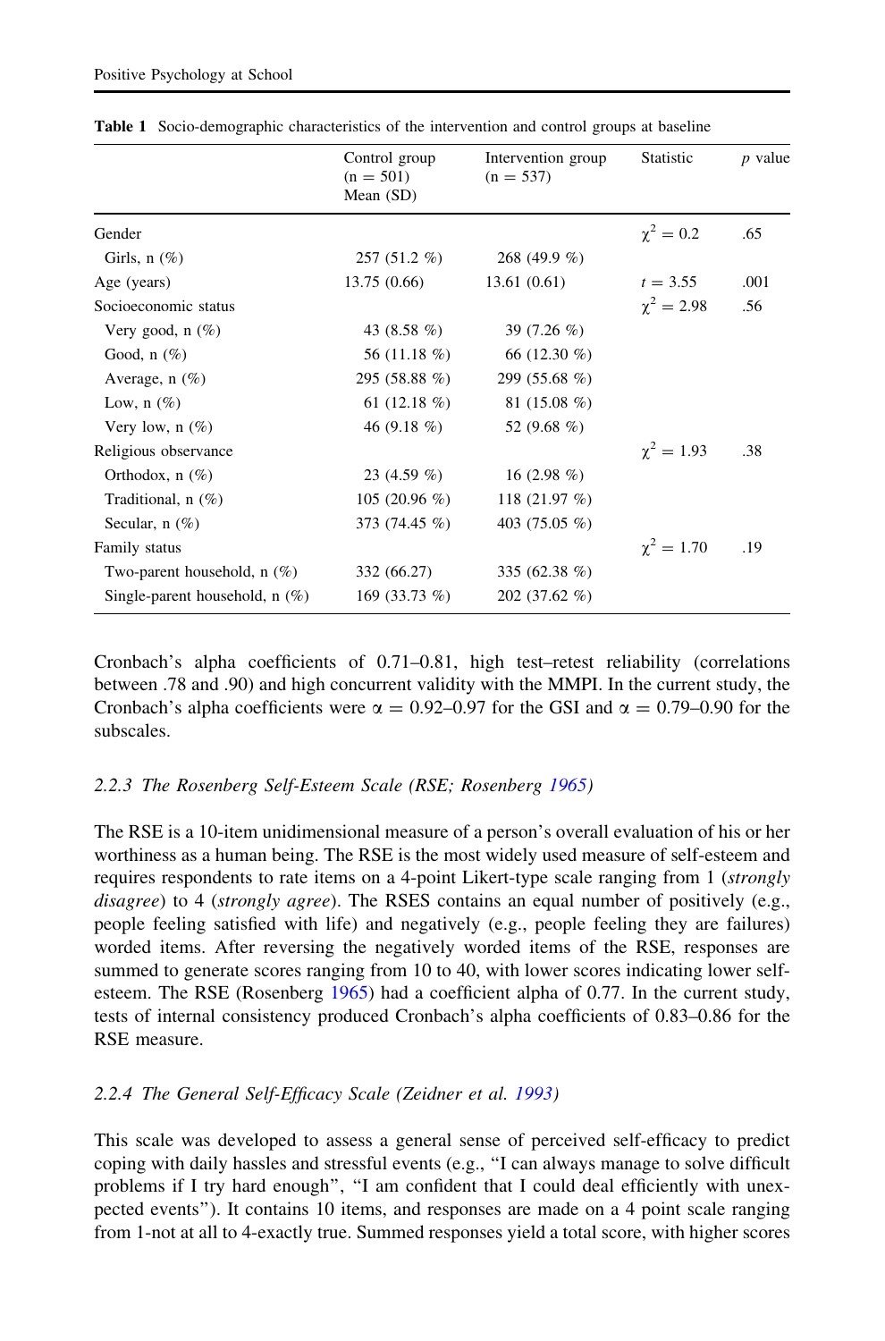**Table 1** Socio-demographic characteristics of the intervention and control groups at baseline

| | Control group (n = 501) Mean (SD) | Intervention group (n = 537) | Statistic | *p* value |
|---|---|---|---|---|
| Gender | | | $\chi^2 = 0.2$ | .65 |
| Girls, n (%) | 257 (51.2 %) | 268 (49.9 %) | | |
| Age (years) | 13.75 (0.66) | 13.61 (0.61) | $t = 3.55$ | .001 |
| Socioeconomic status | | | $\chi^2 = 2.98$ | .56 |
| Very good, n (%) | 43 (8.58 %) | 39 (7.26 %) | | |
| Good, n (%) | 56 (11.18 %) | 66 (12.30 %) | | |
| Average, n (%) | 295 (58.88 %) | 299 (55.68 %) | | |
| Low, n (%) | 61 (12.18 %) | 81 (15.08 %) | | |
| Very low, n (%) | 46 (9.18 %) | 52 (9.68 %) | | |
| Religious observance | | | $\chi^2 = 1.93$ | .38 |
| Orthodox, n (%) | 23 (4.59 %) | 16 (2.98 %) | | |
| Traditional, n (%) | 105 (20.96 %) | 118 (21.97 %) | | |
| Secular, n (%) | 373 (74.45 %) | 403 (75.05 %) | | |
| Family status | | | $\chi^2 = 1.70$ | .19 |
| Two-parent household, n (%) | 332 (66.27) | 335 (62.38 %) | | |
| Single-parent household, n (%) | 169 (33.73 %) | 202 (37.62 %) | | |

Cronbach's alpha coefficients of 0.71–0.81, high test–retest reliability (correlations between .78 and .90) and high concurrent validity with the MMPI. In the current study, the Cronbach's alpha coefficients were $\alpha = 0.92$–$0.97$ for the GSI and $\alpha = 0.79$–$0.90$ for the subscales.

### 2.2.3 *The Rosenberg Self-Esteem Scale (RSE; Rosenberg 1965)*

The RSE is a 10-item unidimensional measure of a person's overall evaluation of his or her worthiness as a human being. The RSE is the most widely used measure of self-esteem and requires respondents to rate items on a 4-point Likert-type scale ranging from 1 (*strongly disagree*) to 4 (*strongly agree*). The RSES contains an equal number of positively (e.g., people feeling satisfied with life) and negatively (e.g., people feeling they are failures) worded items. After reversing the negatively worded items of the RSE, responses are summed to generate scores ranging from 10 to 40, with lower scores indicating lower self-esteem. The RSE (Rosenberg 1965) had a coefficient alpha of 0.77. In the current study, tests of internal consistency produced Cronbach's alpha coefficients of 0.83–0.86 for the RSE measure.

### 2.2.4 *The General Self-Efficacy Scale (Zeidner et al. 1993)*

This scale was developed to assess a general sense of perceived self-efficacy to predict coping with daily hassles and stressful events (e.g., "I can always manage to solve difficult problems if I try hard enough", "I am confident that I could deal efficiently with unexpected events"). It contains 10 items, and responses are made on a 4 point scale ranging from 1-not at all to 4-exactly true. Summed responses yield a total score, with higher scores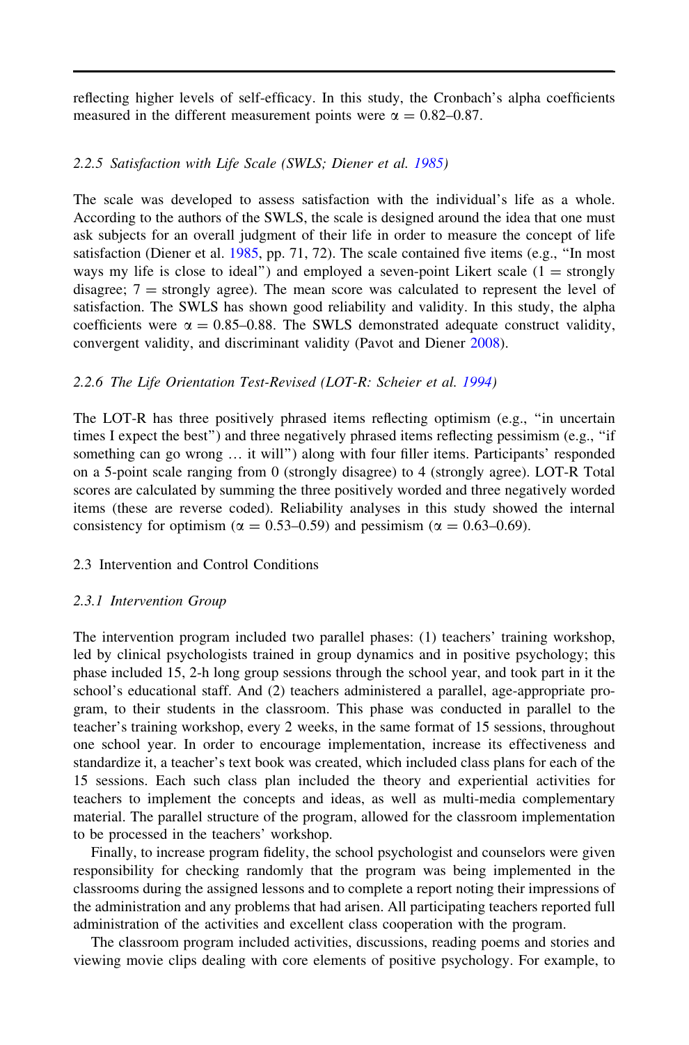reflecting higher levels of self-efficacy. In this study, the Cronbach's alpha coefficients measured in the different measurement points were $\alpha = 0.82$–$0.87$.

### *2.2.5 Satisfaction with Life Scale (SWLS; Diener et al. 1985)*

The scale was developed to assess satisfaction with the individual's life as a whole. According to the authors of the SWLS, the scale is designed around the idea that one must ask subjects for an overall judgment of their life in order to measure the concept of life satisfaction (Diener et al. 1985, pp. 71, 72). The scale contained five items (e.g., "In most ways my life is close to ideal") and employed a seven-point Likert scale (1 = strongly disagree; 7 = strongly agree). The mean score was calculated to represent the level of satisfaction. The SWLS has shown good reliability and validity. In this study, the alpha coefficients were $\alpha = 0.85$–$0.88$. The SWLS demonstrated adequate construct validity, convergent validity, and discriminant validity (Pavot and Diener 2008).

### *2.2.6 The Life Orientation Test-Revised (LOT-R: Scheier et al. 1994)*

The LOT-R has three positively phrased items reflecting optimism (e.g., "in uncertain times I expect the best") and three negatively phrased items reflecting pessimism (e.g., "if something can go wrong … it will") along with four filler items. Participants' responded on a 5-point scale ranging from 0 (strongly disagree) to 4 (strongly agree). LOT-R Total scores are calculated by summing the three positively worded and three negatively worded items (these are reverse coded). Reliability analyses in this study showed the internal consistency for optimism ($\alpha = 0.53$–$0.59$) and pessimism ($\alpha = 0.63$–$0.69$).

## 2.3 Intervention and Control Conditions

### *2.3.1 Intervention Group*

The intervention program included two parallel phases: (1) teachers' training workshop, led by clinical psychologists trained in group dynamics and in positive psychology; this phase included 15, 2-h long group sessions through the school year, and took part in it the school's educational staff. And (2) teachers administered a parallel, age-appropriate program, to their students in the classroom. This phase was conducted in parallel to the teacher's training workshop, every 2 weeks, in the same format of 15 sessions, throughout one school year. In order to encourage implementation, increase its effectiveness and standardize it, a teacher's text book was created, which included class plans for each of the 15 sessions. Each such class plan included the theory and experiential activities for teachers to implement the concepts and ideas, as well as multi-media complementary material. The parallel structure of the program, allowed for the classroom implementation to be processed in the teachers' workshop.

Finally, to increase program fidelity, the school psychologist and counselors were given responsibility for checking randomly that the program was being implemented in the classrooms during the assigned lessons and to complete a report noting their impressions of the administration and any problems that had arisen. All participating teachers reported full administration of the activities and excellent class cooperation with the program.

The classroom program included activities, discussions, reading poems and stories and viewing movie clips dealing with core elements of positive psychology. For example, to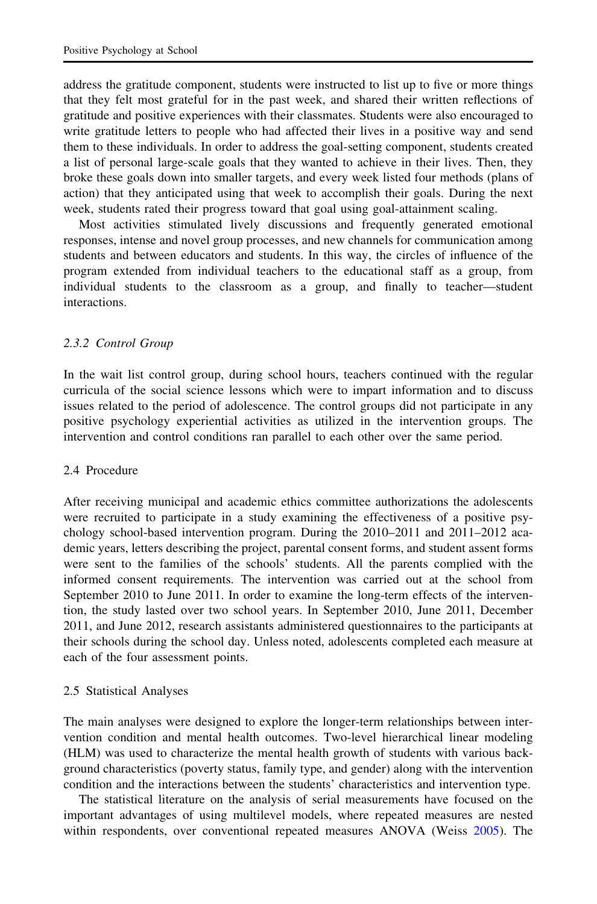address the gratitude component, students were instructed to list up to five or more things that they felt most grateful for in the past week, and shared their written reflections of gratitude and positive experiences with their classmates. Students were also encouraged to write gratitude letters to people who had affected their lives in a positive way and send them to these individuals. In order to address the goal-setting component, students created a list of personal large-scale goals that they wanted to achieve in their lives. Then, they broke these goals down into smaller targets, and every week listed four methods (plans of action) that they anticipated using that week to accomplish their goals. During the next week, students rated their progress toward that goal using goal-attainment scaling.

Most activities stimulated lively discussions and frequently generated emotional responses, intense and novel group processes, and new channels for communication among students and between educators and students. In this way, the circles of influence of the program extended from individual teachers to the educational staff as a group, from individual students to the classroom as a group, and finally to teacher—student interactions.

### *2.3.2 Control Group*

In the wait list control group, during school hours, teachers continued with the regular curricula of the social science lessons which were to impart information and to discuss issues related to the period of adolescence. The control groups did not participate in any positive psychology experiential activities as utilized in the intervention groups. The intervention and control conditions ran parallel to each other over the same period.

## 2.4 Procedure

After receiving municipal and academic ethics committee authorizations the adolescents were recruited to participate in a study examining the effectiveness of a positive psychology school-based intervention program. During the 2010–2011 and 2011–2012 academic years, letters describing the project, parental consent forms, and student assent forms were sent to the families of the schools' students. All the parents complied with the informed consent requirements. The intervention was carried out at the school from September 2010 to June 2011. In order to examine the long-term effects of the intervention, the study lasted over two school years. In September 2010, June 2011, December 2011, and June 2012, research assistants administered questionnaires to the participants at their schools during the school day. Unless noted, adolescents completed each measure at each of the four assessment points.

## 2.5 Statistical Analyses

The main analyses were designed to explore the longer-term relationships between intervention condition and mental health outcomes. Two-level hierarchical linear modeling (HLM) was used to characterize the mental health growth of students with various background characteristics (poverty status, family type, and gender) along with the intervention condition and the interactions between the students' characteristics and intervention type.

The statistical literature on the analysis of serial measurements have focused on the important advantages of using multilevel models, where repeated measures are nested within respondents, over conventional repeated measures ANOVA (Weiss 2005). The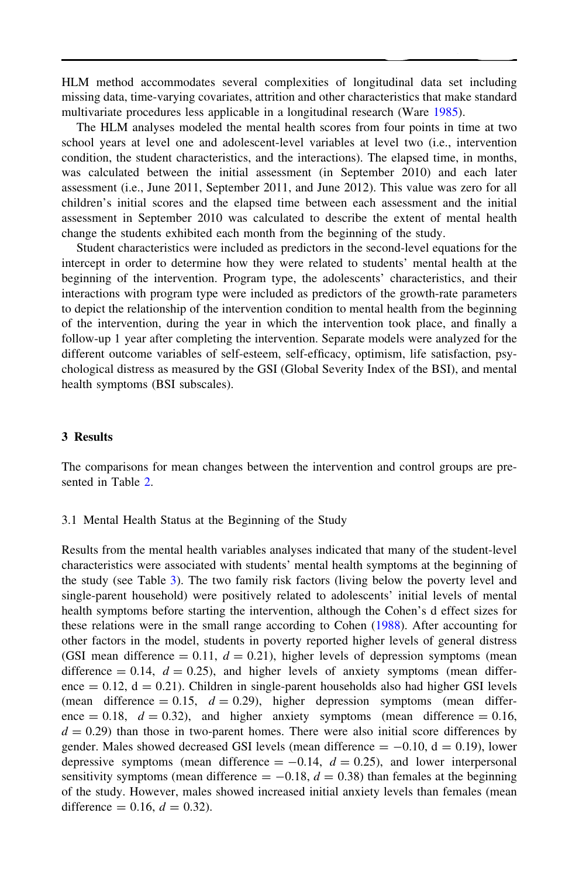HLM method accommodates several complexities of longitudinal data set including missing data, time-varying covariates, attrition and other characteristics that make standard multivariate procedures less applicable in a longitudinal research (Ware 1985).

The HLM analyses modeled the mental health scores from four points in time at two school years at level one and adolescent-level variables at level two (i.e., intervention condition, the student characteristics, and the interactions). The elapsed time, in months, was calculated between the initial assessment (in September 2010) and each later assessment (i.e., June 2011, September 2011, and June 2012). This value was zero for all children's initial scores and the elapsed time between each assessment and the initial assessment in September 2010 was calculated to describe the extent of mental health change the students exhibited each month from the beginning of the study.

Student characteristics were included as predictors in the second-level equations for the intercept in order to determine how they were related to students' mental health at the beginning of the intervention. Program type, the adolescents' characteristics, and their interactions with program type were included as predictors of the growth-rate parameters to depict the relationship of the intervention condition to mental health from the beginning of the intervention, during the year in which the intervention took place, and finally a follow-up 1 year after completing the intervention. Separate models were analyzed for the different outcome variables of self-esteem, self-efficacy, optimism, life satisfaction, psychological distress as measured by the GSI (Global Severity Index of the BSI), and mental health symptoms (BSI subscales).

## 3 Results

The comparisons for mean changes between the intervention and control groups are presented in Table 2.

### 3.1 Mental Health Status at the Beginning of the Study

Results from the mental health variables analyses indicated that many of the student-level characteristics were associated with students' mental health symptoms at the beginning of the study (see Table 3). The two family risk factors (living below the poverty level and single-parent household) were positively related to adolescents' initial levels of mental health symptoms before starting the intervention, although the Cohen's d effect sizes for these relations were in the small range according to Cohen (1988). After accounting for other factors in the model, students in poverty reported higher levels of general distress (GSI mean difference = 0.11, $d = 0.21$), higher levels of depression symptoms (mean difference = 0.14, $d = 0.25$), and higher levels of anxiety symptoms (mean difference = 0.12, $d = 0.21$). Children in single-parent households also had higher GSI levels (mean difference = 0.15, $d = 0.29$), higher depression symptoms (mean difference = 0.18, $d = 0.32$), and higher anxiety symptoms (mean difference = 0.16, $d = 0.29$) than those in two-parent homes. There were also initial score differences by gender. Males showed decreased GSI levels (mean difference = −0.10, $d = 0.19$), lower depressive symptoms (mean difference = −0.14, $d = 0.25$), and lower interpersonal sensitivity symptoms (mean difference = −0.18, $d = 0.38$) than females at the beginning of the study. However, males showed increased initial anxiety levels than females (mean difference = 0.16, $d = 0.32$).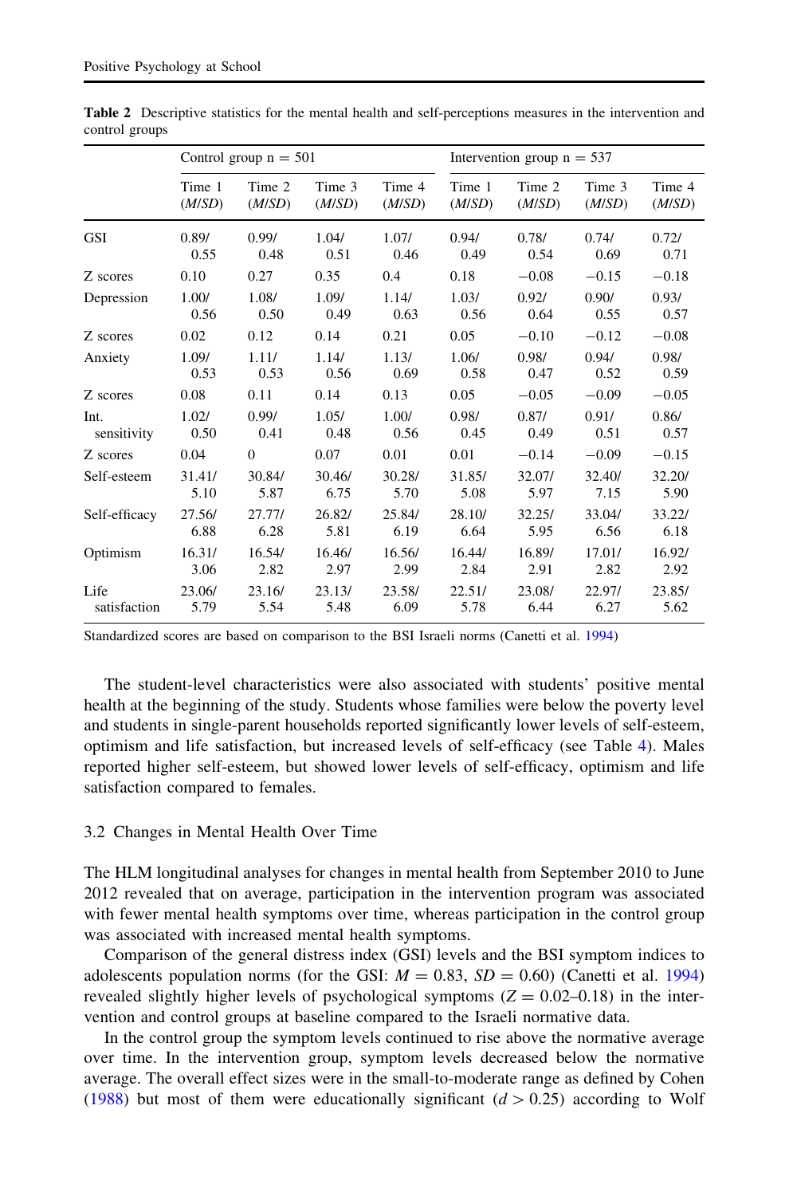**Table 2** Descriptive statistics for the mental health and self-perceptions measures in the intervention and control groups

| | Control group n = 501 | | | | Intervention group n = 537 | | | |
|---|---|---|---|---|---|---|---|---|
| | Time 1 (*M*/*SD*) | Time 2 (*M*/*SD*) | Time 3 (*M*/*SD*) | Time 4 (*M*/*SD*) | Time 1 (*M*/*SD*) | Time 2 (*M*/*SD*) | Time 3 (*M*/*SD*) | Time 4 (*M*/*SD*) |
| GSI | 0.89/ 0.55 | 0.99/ 0.48 | 1.04/ 0.51 | 1.07/ 0.46 | 0.94/ 0.49 | 0.78/ 0.54 | 0.74/ 0.69 | 0.72/ 0.71 |
| Z scores | 0.10 | 0.27 | 0.35 | 0.4 | 0.18 | −0.08 | −0.15 | −0.18 |
| Depression | 1.00/ 0.56 | 1.08/ 0.50 | 1.09/ 0.49 | 1.14/ 0.63 | 1.03/ 0.56 | 0.92/ 0.64 | 0.90/ 0.55 | 0.93/ 0.57 |
| Z scores | 0.02 | 0.12 | 0.14 | 0.21 | 0.05 | −0.10 | −0.12 | −0.08 |
| Anxiety | 1.09/ 0.53 | 1.11/ 0.53 | 1.14/ 0.56 | 1.13/ 0.69 | 1.06/ 0.58 | 0.98/ 0.47 | 0.94/ 0.52 | 0.98/ 0.59 |
| Z scores | 0.08 | 0.11 | 0.14 | 0.13 | 0.05 | −0.05 | −0.09 | −0.05 |
| Int. sensitivity | 1.02/ 0.50 | 0.99/ 0.41 | 1.05/ 0.48 | 1.00/ 0.56 | 0.98/ 0.45 | 0.87/ 0.49 | 0.91/ 0.51 | 0.86/ 0.57 |
| Z scores | 0.04 | 0 | 0.07 | 0.01 | 0.01 | −0.14 | −0.09 | −0.15 |
| Self-esteem | 31.41/ 5.10 | 30.84/ 5.87 | 30.46/ 6.75 | 30.28/ 5.70 | 31.85/ 5.08 | 32.07/ 5.97 | 32.40/ 7.15 | 32.20/ 5.90 |
| Self-efficacy | 27.56/ 6.88 | 27.77/ 6.28 | 26.82/ 5.81 | 25.84/ 6.19 | 28.10/ 6.64 | 32.25/ 5.95 | 33.04/ 6.56 | 33.22/ 6.18 |
| Optimism | 16.31/ 3.06 | 16.54/ 2.82 | 16.46/ 2.97 | 16.56/ 2.99 | 16.44/ 2.84 | 16.89/ 2.91 | 17.01/ 2.82 | 16.92/ 2.92 |
| Life satisfaction | 23.06/ 5.79 | 23.16/ 5.54 | 23.13/ 5.48 | 23.58/ 6.09 | 22.51/ 5.78 | 23.08/ 6.44 | 22.97/ 6.27 | 23.85/ 5.62 |

Standardized scores are based on comparison to the BSI Israeli norms (Canetti et al. 1994)

The student-level characteristics were also associated with students' positive mental health at the beginning of the study. Students whose families were below the poverty level and students in single-parent households reported significantly lower levels of self-esteem, optimism and life satisfaction, but increased levels of self-efficacy (see Table 4). Males reported higher self-esteem, but showed lower levels of self-efficacy, optimism and life satisfaction compared to females.

### 3.2 Changes in Mental Health Over Time

The HLM longitudinal analyses for changes in mental health from September 2010 to June 2012 revealed that on average, participation in the intervention program was associated with fewer mental health symptoms over time, whereas participation in the control group was associated with increased mental health symptoms.

Comparison of the general distress index (GSI) levels and the BSI symptom indices to adolescents population norms (for the GSI: $M = 0.83$, $SD = 0.60$) (Canetti et al. 1994) revealed slightly higher levels of psychological symptoms ($Z = 0.02$–$0.18$) in the intervention and control groups at baseline compared to the Israeli normative data.

In the control group the symptom levels continued to rise above the normative average over time. In the intervention group, symptom levels decreased below the normative average. The overall effect sizes were in the small-to-moderate range as defined by Cohen (1988) but most of them were educationally significant ($d > 0.25$) according to Wolf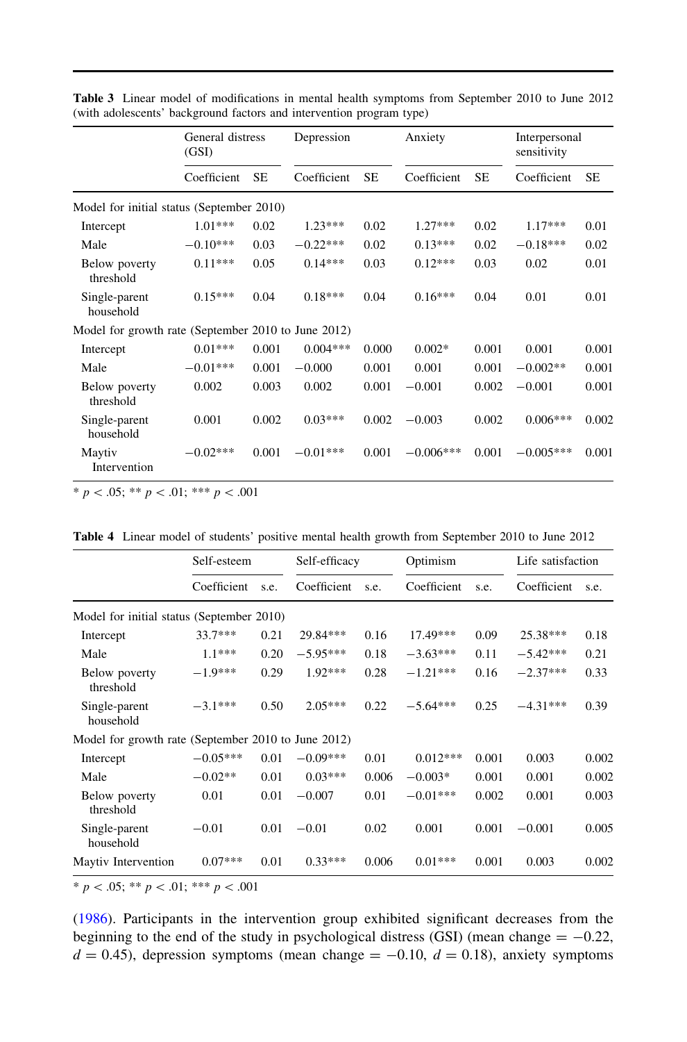**Table 3** Linear model of modifications in mental health symptoms from September 2010 to June 2012 (with adolescents' background factors and intervention program type)

| | General distress (GSI) | | Depression | | Anxiety | | Interpersonal sensitivity | |
|---|---|---|---|---|---|---|---|---|
| | Coefficient | SE | Coefficient | SE | Coefficient | SE | Coefficient | SE |
| Model for initial status (September 2010) | | | | | | | | |
| Intercept | 1.01*** | 0.02 | 1.23*** | 0.02 | 1.27*** | 0.02 | 1.17*** | 0.01 |
| Male | −0.10*** | 0.03 | −0.22*** | 0.02 | 0.13*** | 0.02 | −0.18*** | 0.02 |
| Below poverty threshold | 0.11*** | 0.05 | 0.14*** | 0.03 | 0.12*** | 0.03 | 0.02 | 0.01 |
| Single-parent household | 0.15*** | 0.04 | 0.18*** | 0.04 | 0.16*** | 0.04 | 0.01 | 0.01 |
| Model for growth rate (September 2010 to June 2012) | | | | | | | | |
| Intercept | 0.01*** | 0.001 | 0.004*** | 0.000 | 0.002* | 0.001 | 0.001 | 0.001 |
| Male | −0.01*** | 0.001 | −0.000 | 0.001 | 0.001 | 0.001 | −0.002** | 0.001 |
| Below poverty threshold | 0.002 | 0.003 | 0.002 | 0.001 | −0.001 | 0.002 | −0.001 | 0.001 |
| Single-parent household | 0.001 | 0.002 | 0.03*** | 0.002 | −0.003 | 0.002 | 0.006*** | 0.002 |
| Maytiv Intervention | −0.02*** | 0.001 | −0.01*** | 0.001 | −0.006*** | 0.001 | −0.005*** | 0.001 |

\* $p < .05$; \*\* $p < .01$; \*\*\* $p < .001$

**Table 4** Linear model of students' positive mental health growth from September 2010 to June 2012

| | Self-esteem | | Self-efficacy | | Optimism | | Life satisfaction | |
|---|---|---|---|---|---|---|---|---|
| | Coefficient | s.e. | Coefficient | s.e. | Coefficient | s.e. | Coefficient | s.e. |
| Model for initial status (September 2010) | | | | | | | | |
| Intercept | 33.7*** | 0.21 | 29.84*** | 0.16 | 17.49*** | 0.09 | 25.38*** | 0.18 |
| Male | 1.1*** | 0.20 | −5.95*** | 0.18 | −3.63*** | 0.11 | −5.42*** | 0.21 |
| Below poverty threshold | −1.9*** | 0.29 | 1.92*** | 0.28 | −1.21*** | 0.16 | −2.37*** | 0.33 |
| Single-parent household | −3.1*** | 0.50 | 2.05*** | 0.22 | −5.64*** | 0.25 | −4.31*** | 0.39 |
| Model for growth rate (September 2010 to June 2012) | | | | | | | | |
| Intercept | −0.05*** | 0.01 | −0.09*** | 0.01 | 0.012*** | 0.001 | 0.003 | 0.002 |
| Male | −0.02** | 0.01 | 0.03*** | 0.006 | −0.003* | 0.001 | 0.001 | 0.002 |
| Below poverty threshold | 0.01 | 0.01 | −0.007 | 0.01 | −0.01*** | 0.002 | 0.001 | 0.003 |
| Single-parent household | −0.01 | 0.01 | −0.01 | 0.02 | 0.001 | 0.001 | −0.001 | 0.005 |
| Maytiv Intervention | 0.07*** | 0.01 | 0.33*** | 0.006 | 0.01*** | 0.001 | 0.003 | 0.002 |

\* $p < .05$; \*\* $p < .01$; \*\*\* $p < .001$

(1986). Participants in the intervention group exhibited significant decreases from the beginning to the end of the study in psychological distress (GSI) (mean change = −0.22, $d = 0.45$), depression symptoms (mean change = −0.10, $d = 0.18$), anxiety symptoms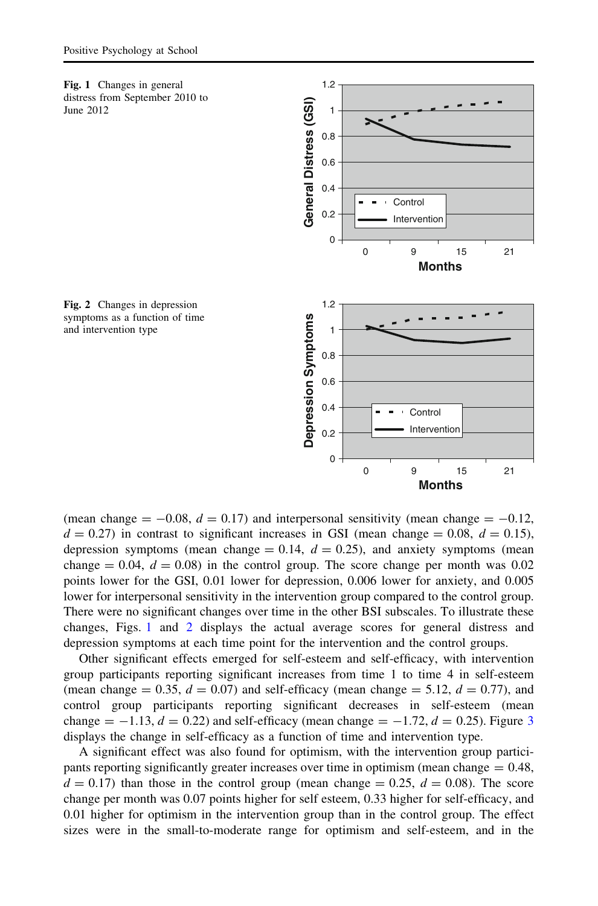Fig. 1 Changes in general distress from September 2010 to June 2012

Fig. 2 Changes in depression symptoms as a function of time and intervention type

(mean change = −0.08, $d = 0.17$) and interpersonal sensitivity (mean change = −0.12, $d = 0.27$) in contrast to significant increases in GSI (mean change = 0.08, $d = 0.15$), depression symptoms (mean change = 0.14, $d = 0.25$), and anxiety symptoms (mean change = 0.04, $d = 0.08$) in the control group. The score change per month was 0.02 points lower for the GSI, 0.01 lower for depression, 0.006 lower for anxiety, and 0.005 lower for interpersonal sensitivity in the intervention group compared to the control group. There were no significant changes over time in the other BSI subscales. To illustrate these changes, Figs. 1 and 2 displays the actual average scores for general distress and depression symptoms at each time point for the intervention and the control groups.

Other significant effects emerged for self-esteem and self-efficacy, with intervention group participants reporting significant increases from time 1 to time 4 in self-esteem (mean change = 0.35, $d = 0.07$) and self-efficacy (mean change = 5.12, $d = 0.77$), and control group participants reporting significant decreases in self-esteem (mean change = −1.13, $d = 0.22$) and self-efficacy (mean change = −1.72, $d = 0.25$). Figure 3 displays the change in self-efficacy as a function of time and intervention type.

A significant effect was also found for optimism, with the intervention group participants reporting significantly greater increases over time in optimism (mean change = 0.48, $d = 0.17$) than those in the control group (mean change = 0.25, $d = 0.08$). The score change per month was 0.07 points higher for self esteem, 0.33 higher for self-efficacy, and 0.01 higher for optimism in the intervention group than in the control group. The effect sizes were in the small-to-moderate range for optimism and self-esteem, and in the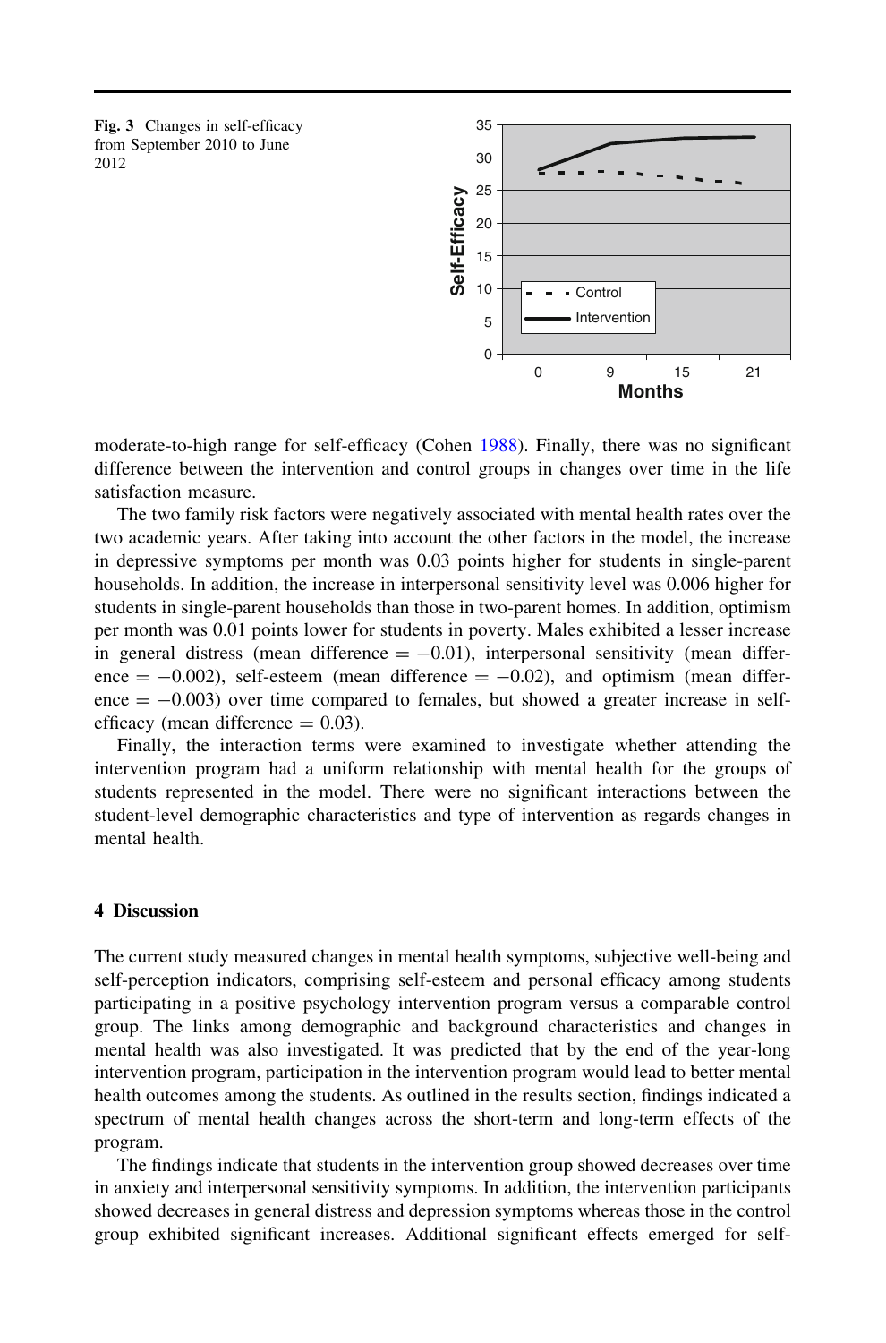**Fig. 3** Changes in self-efficacy from September 2010 to June 2012

moderate-to-high range for self-efficacy (Cohen 1988). Finally, there was no significant difference between the intervention and control groups in changes over time in the life satisfaction measure.

The two family risk factors were negatively associated with mental health rates over the two academic years. After taking into account the other factors in the model, the increase in depressive symptoms per month was 0.03 points higher for students in single-parent households. In addition, the increase in interpersonal sensitivity level was 0.006 higher for students in single-parent households than those in two-parent homes. In addition, optimism per month was 0.01 points lower for students in poverty. Males exhibited a lesser increase in general distress (mean difference $= -0.01$), interpersonal sensitivity (mean difference $= -0.002$), self-esteem (mean difference $= -0.02$), and optimism (mean difference $= -0.003$) over time compared to females, but showed a greater increase in self-efficacy (mean difference $= 0.03$).

Finally, the interaction terms were examined to investigate whether attending the intervention program had a uniform relationship with mental health for the groups of students represented in the model. There were no significant interactions between the student-level demographic characteristics and type of intervention as regards changes in mental health.

## 4 Discussion

The current study measured changes in mental health symptoms, subjective well-being and self-perception indicators, comprising self-esteem and personal efficacy among students participating in a positive psychology intervention program versus a comparable control group. The links among demographic and background characteristics and changes in mental health was also investigated. It was predicted that by the end of the year-long intervention program, participation in the intervention program would lead to better mental health outcomes among the students. As outlined in the results section, findings indicated a spectrum of mental health changes across the short-term and long-term effects of the program.

The findings indicate that students in the intervention group showed decreases over time in anxiety and interpersonal sensitivity symptoms. In addition, the intervention participants showed decreases in general distress and depression symptoms whereas those in the control group exhibited significant increases. Additional significant effects emerged for self-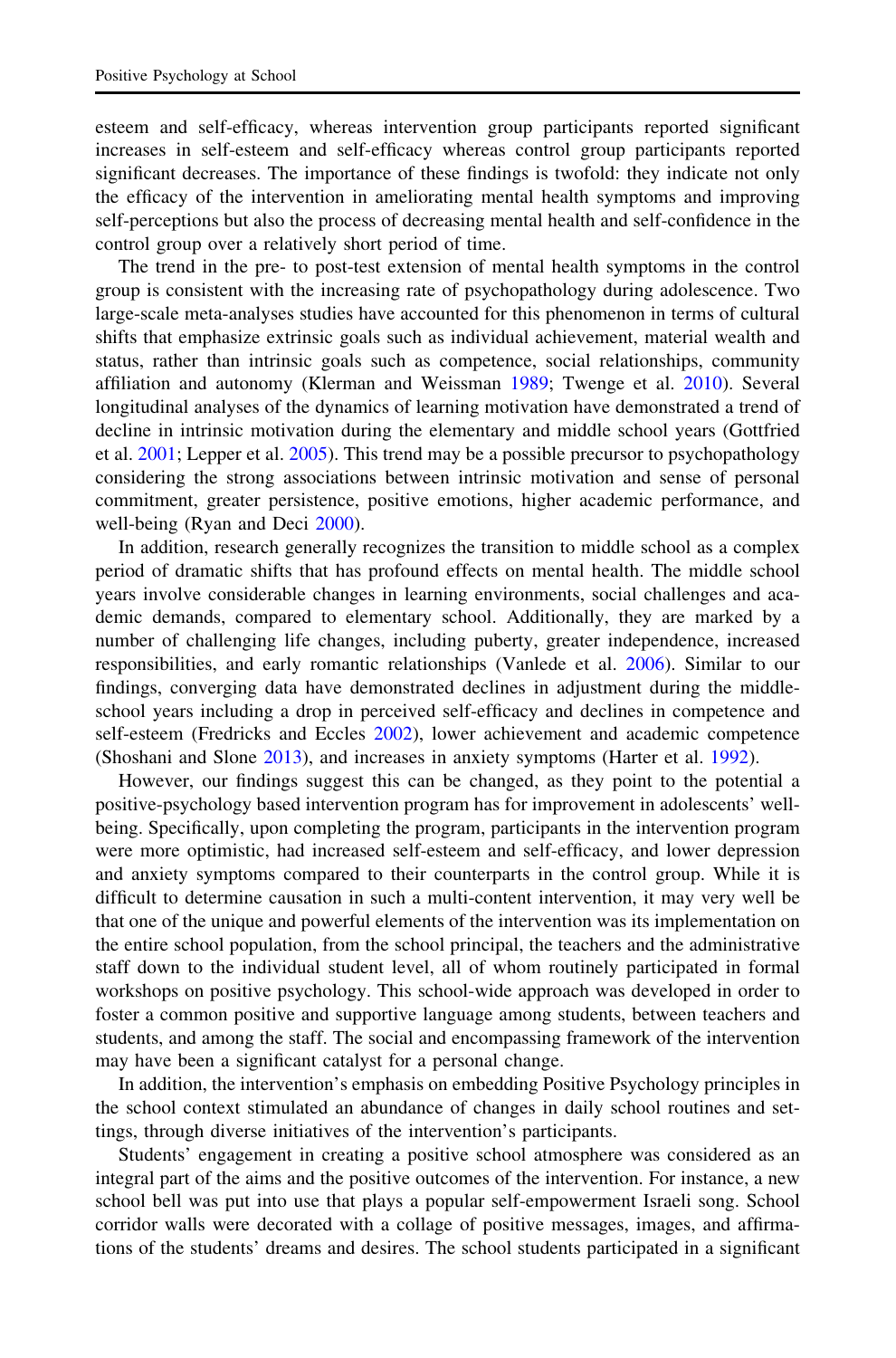esteem and self-efficacy, whereas intervention group participants reported significant increases in self-esteem and self-efficacy whereas control group participants reported significant decreases. The importance of these findings is twofold: they indicate not only the efficacy of the intervention in ameliorating mental health symptoms and improving self-perceptions but also the process of decreasing mental health and self-confidence in the control group over a relatively short period of time.

The trend in the pre- to post-test extension of mental health symptoms in the control group is consistent with the increasing rate of psychopathology during adolescence. Two large-scale meta-analyses studies have accounted for this phenomenon in terms of cultural shifts that emphasize extrinsic goals such as individual achievement, material wealth and status, rather than intrinsic goals such as competence, social relationships, community affiliation and autonomy (Klerman and Weissman 1989; Twenge et al. 2010). Several longitudinal analyses of the dynamics of learning motivation have demonstrated a trend of decline in intrinsic motivation during the elementary and middle school years (Gottfried et al. 2001; Lepper et al. 2005). This trend may be a possible precursor to psychopathology considering the strong associations between intrinsic motivation and sense of personal commitment, greater persistence, positive emotions, higher academic performance, and well-being (Ryan and Deci 2000).

In addition, research generally recognizes the transition to middle school as a complex period of dramatic shifts that has profound effects on mental health. The middle school years involve considerable changes in learning environments, social challenges and academic demands, compared to elementary school. Additionally, they are marked by a number of challenging life changes, including puberty, greater independence, increased responsibilities, and early romantic relationships (Vanlede et al. 2006). Similar to our findings, converging data have demonstrated declines in adjustment during the middle-school years including a drop in perceived self-efficacy and declines in competence and self-esteem (Fredricks and Eccles 2002), lower achievement and academic competence (Shoshani and Slone 2013), and increases in anxiety symptoms (Harter et al. 1992).

However, our findings suggest this can be changed, as they point to the potential a positive-psychology based intervention program has for improvement in adolescents' well-being. Specifically, upon completing the program, participants in the intervention program were more optimistic, had increased self-esteem and self-efficacy, and lower depression and anxiety symptoms compared to their counterparts in the control group. While it is difficult to determine causation in such a multi-content intervention, it may very well be that one of the unique and powerful elements of the intervention was its implementation on the entire school population, from the school principal, the teachers and the administrative staff down to the individual student level, all of whom routinely participated in formal workshops on positive psychology. This school-wide approach was developed in order to foster a common positive and supportive language among students, between teachers and students, and among the staff. The social and encompassing framework of the intervention may have been a significant catalyst for a personal change.

In addition, the intervention's emphasis on embedding Positive Psychology principles in the school context stimulated an abundance of changes in daily school routines and settings, through diverse initiatives of the intervention's participants.

Students' engagement in creating a positive school atmosphere was considered as an integral part of the aims and the positive outcomes of the intervention. For instance, a new school bell was put into use that plays a popular self-empowerment Israeli song. School corridor walls were decorated with a collage of positive messages, images, and affirmations of the students' dreams and desires. The school students participated in a significant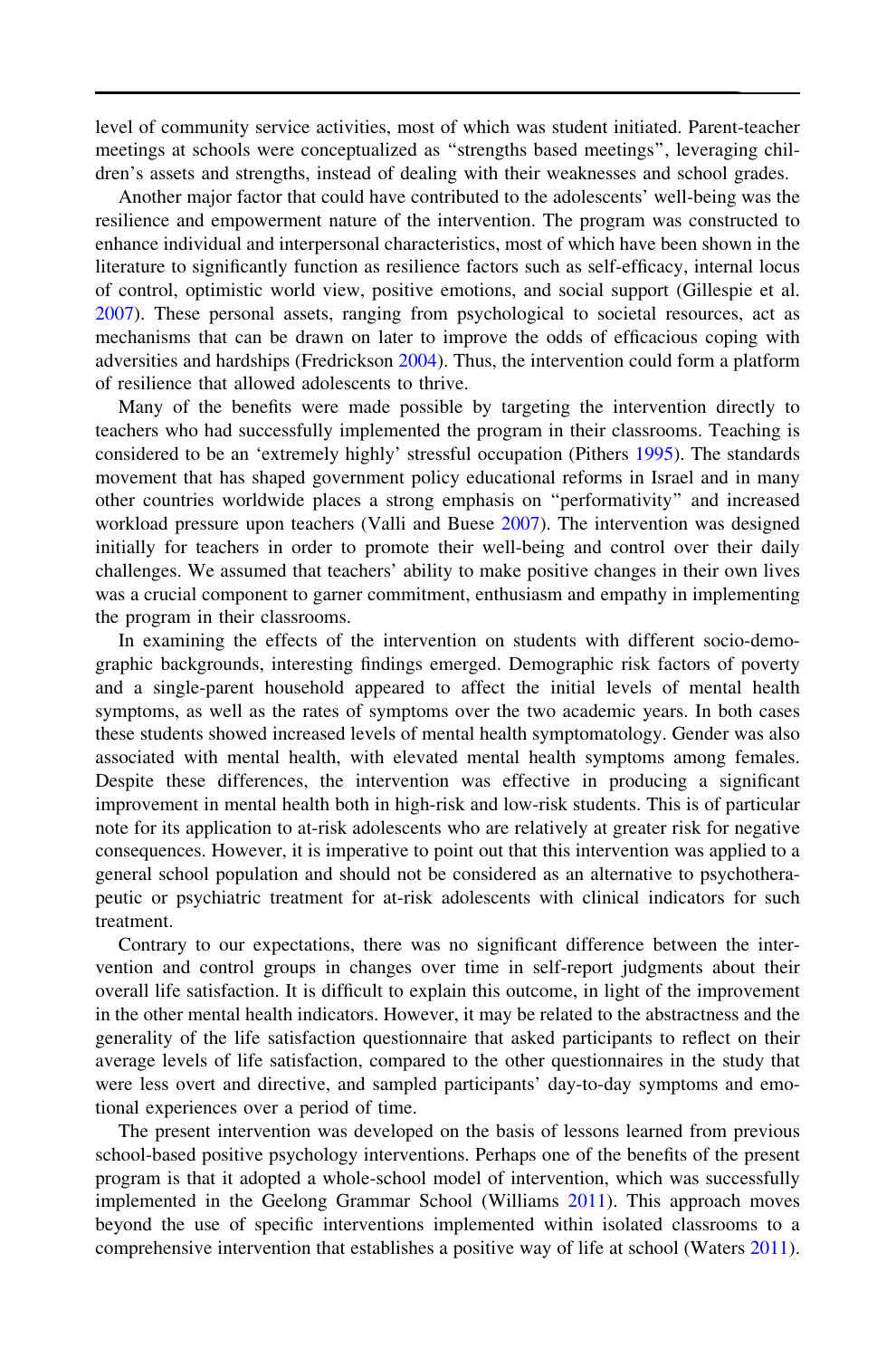level of community service activities, most of which was student initiated. Parent-teacher meetings at schools were conceptualized as "strengths based meetings", leveraging children's assets and strengths, instead of dealing with their weaknesses and school grades.

Another major factor that could have contributed to the adolescents' well-being was the resilience and empowerment nature of the intervention. The program was constructed to enhance individual and interpersonal characteristics, most of which have been shown in the literature to significantly function as resilience factors such as self-efficacy, internal locus of control, optimistic world view, positive emotions, and social support (Gillespie et al. 2007). These personal assets, ranging from psychological to societal resources, act as mechanisms that can be drawn on later to improve the odds of efficacious coping with adversities and hardships (Fredrickson 2004). Thus, the intervention could form a platform of resilience that allowed adolescents to thrive.

Many of the benefits were made possible by targeting the intervention directly to teachers who had successfully implemented the program in their classrooms. Teaching is considered to be an 'extremely highly' stressful occupation (Pithers 1995). The standards movement that has shaped government policy educational reforms in Israel and in many other countries worldwide places a strong emphasis on "performativity" and increased workload pressure upon teachers (Valli and Buese 2007). The intervention was designed initially for teachers in order to promote their well-being and control over their daily challenges. We assumed that teachers' ability to make positive changes in their own lives was a crucial component to garner commitment, enthusiasm and empathy in implementing the program in their classrooms.

In examining the effects of the intervention on students with different socio-demographic backgrounds, interesting findings emerged. Demographic risk factors of poverty and a single-parent household appeared to affect the initial levels of mental health symptoms, as well as the rates of symptoms over the two academic years. In both cases these students showed increased levels of mental health symptomatology. Gender was also associated with mental health, with elevated mental health symptoms among females. Despite these differences, the intervention was effective in producing a significant improvement in mental health both in high-risk and low-risk students. This is of particular note for its application to at-risk adolescents who are relatively at greater risk for negative consequences. However, it is imperative to point out that this intervention was applied to a general school population and should not be considered as an alternative to psychotherapeutic or psychiatric treatment for at-risk adolescents with clinical indicators for such treatment.

Contrary to our expectations, there was no significant difference between the intervention and control groups in changes over time in self-report judgments about their overall life satisfaction. It is difficult to explain this outcome, in light of the improvement in the other mental health indicators. However, it may be related to the abstractness and the generality of the life satisfaction questionnaire that asked participants to reflect on their average levels of life satisfaction, compared to the other questionnaires in the study that were less overt and directive, and sampled participants' day-to-day symptoms and emotional experiences over a period of time.

The present intervention was developed on the basis of lessons learned from previous school-based positive psychology interventions. Perhaps one of the benefits of the present program is that it adopted a whole-school model of intervention, which was successfully implemented in the Geelong Grammar School (Williams 2011). This approach moves beyond the use of specific interventions implemented within isolated classrooms to a comprehensive intervention that establishes a positive way of life at school (Waters 2011).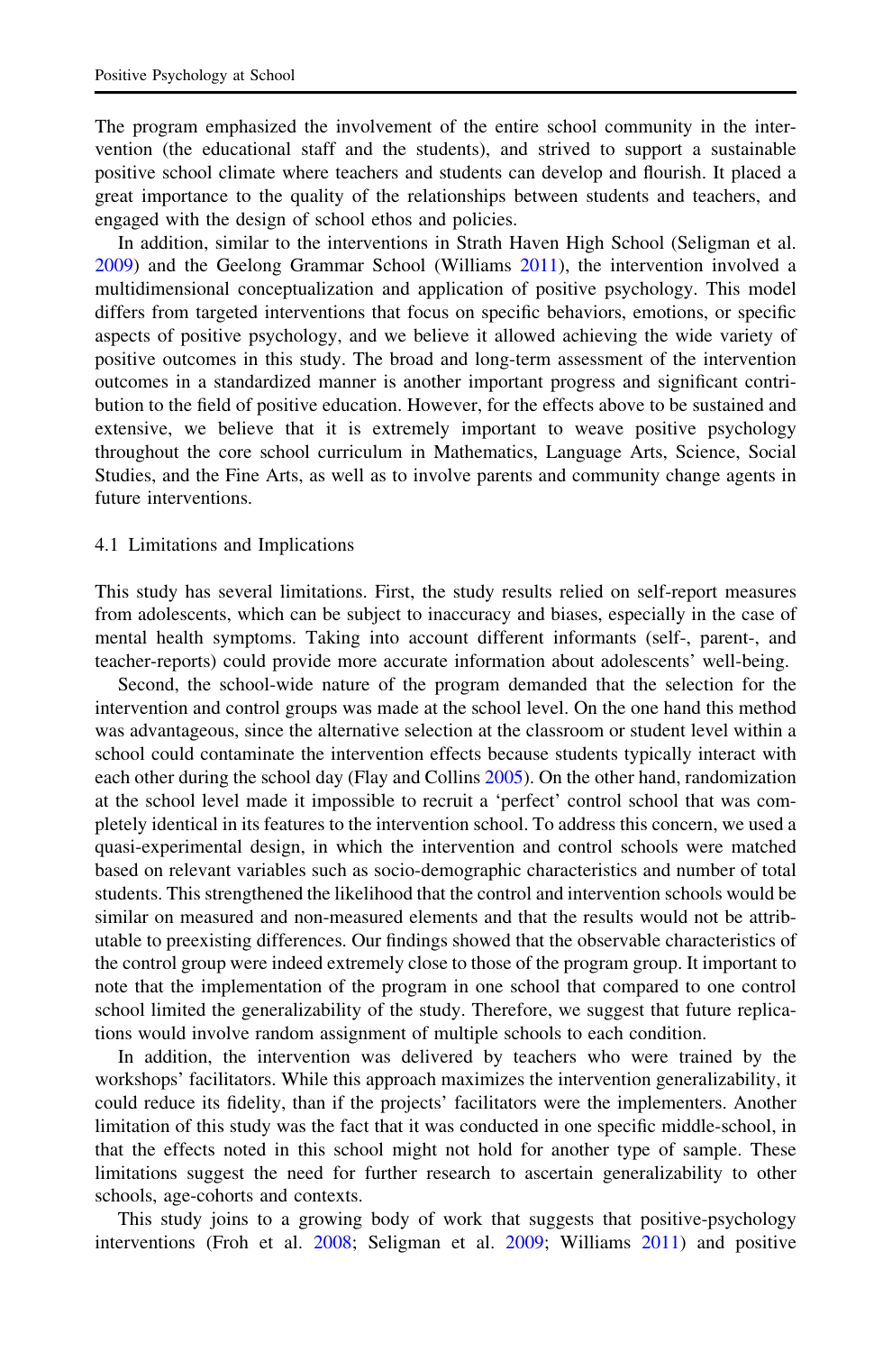The program emphasized the involvement of the entire school community in the intervention (the educational staff and the students), and strived to support a sustainable positive school climate where teachers and students can develop and flourish. It placed a great importance to the quality of the relationships between students and teachers, and engaged with the design of school ethos and policies.

In addition, similar to the interventions in Strath Haven High School (Seligman et al. 2009) and the Geelong Grammar School (Williams 2011), the intervention involved a multidimensional conceptualization and application of positive psychology. This model differs from targeted interventions that focus on specific behaviors, emotions, or specific aspects of positive psychology, and we believe it allowed achieving the wide variety of positive outcomes in this study. The broad and long-term assessment of the intervention outcomes in a standardized manner is another important progress and significant contribution to the field of positive education. However, for the effects above to be sustained and extensive, we believe that it is extremely important to weave positive psychology throughout the core school curriculum in Mathematics, Language Arts, Science, Social Studies, and the Fine Arts, as well as to involve parents and community change agents in future interventions.

### 4.1 Limitations and Implications

This study has several limitations. First, the study results relied on self-report measures from adolescents, which can be subject to inaccuracy and biases, especially in the case of mental health symptoms. Taking into account different informants (self-, parent-, and teacher-reports) could provide more accurate information about adolescents' well-being.

Second, the school-wide nature of the program demanded that the selection for the intervention and control groups was made at the school level. On the one hand this method was advantageous, since the alternative selection at the classroom or student level within a school could contaminate the intervention effects because students typically interact with each other during the school day (Flay and Collins 2005). On the other hand, randomization at the school level made it impossible to recruit a 'perfect' control school that was completely identical in its features to the intervention school. To address this concern, we used a quasi-experimental design, in which the intervention and control schools were matched based on relevant variables such as socio-demographic characteristics and number of total students. This strengthened the likelihood that the control and intervention schools would be similar on measured and non-measured elements and that the results would not be attributable to preexisting differences. Our findings showed that the observable characteristics of the control group were indeed extremely close to those of the program group. It important to note that the implementation of the program in one school that compared to one control school limited the generalizability of the study. Therefore, we suggest that future replications would involve random assignment of multiple schools to each condition.

In addition, the intervention was delivered by teachers who were trained by the workshops' facilitators. While this approach maximizes the intervention generalizability, it could reduce its fidelity, than if the projects' facilitators were the implementers. Another limitation of this study was the fact that it was conducted in one specific middle-school, in that the effects noted in this school might not hold for another type of sample. These limitations suggest the need for further research to ascertain generalizability to other schools, age-cohorts and contexts.

This study joins to a growing body of work that suggests that positive-psychology interventions (Froh et al. 2008; Seligman et al. 2009; Williams 2011) and positive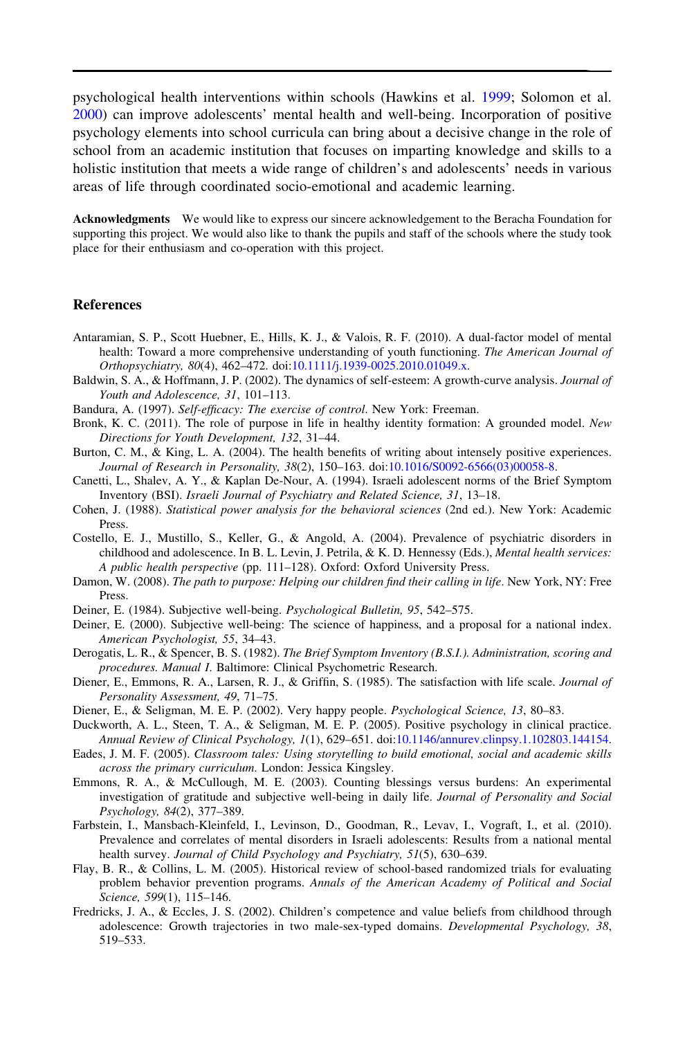psychological health interventions within schools (Hawkins et al. 1999; Solomon et al. 2000) can improve adolescents' mental health and well-being. Incorporation of positive psychology elements into school curricula can bring about a decisive change in the role of school from an academic institution that focuses on imparting knowledge and skills to a holistic institution that meets a wide range of children's and adolescents' needs in various areas of life through coordinated socio-emotional and academic learning.

**Acknowledgments** We would like to express our sincere acknowledgement to the Beracha Foundation for supporting this project. We would also like to thank the pupils and staff of the schools where the study took place for their enthusiasm and co-operation with this project.

## References

Antaramian, S. P., Scott Huebner, E., Hills, K. J., & Valois, R. F. (2010). A dual-factor model of mental health: Toward a more comprehensive understanding of youth functioning. *The American Journal of Orthopsychiatry, 80*(4), 462–472. doi:10.1111/j.1939-0025.2010.01049.x.

Baldwin, S. A., & Hoffmann, J. P. (2002). The dynamics of self-esteem: A growth-curve analysis. *Journal of Youth and Adolescence, 31*, 101–113.

Bandura, A. (1997). *Self-efficacy: The exercise of control*. New York: Freeman.

Bronk, K. C. (2011). The role of purpose in life in healthy identity formation: A grounded model. *New Directions for Youth Development, 132*, 31–44.

Burton, C. M., & King, L. A. (2004). The health benefits of writing about intensely positive experiences. *Journal of Research in Personality, 38*(2), 150–163. doi:10.1016/S0092-6566(03)00058-8.

Canetti, L., Shalev, A. Y., & Kaplan De-Nour, A. (1994). Israeli adolescent norms of the Brief Symptom Inventory (BSI). *Israeli Journal of Psychiatry and Related Science, 31*, 13–18.

Cohen, J. (1988). *Statistical power analysis for the behavioral sciences* (2nd ed.). New York: Academic Press.

Costello, E. J., Mustillo, S., Keller, G., & Angold, A. (2004). Prevalence of psychiatric disorders in childhood and adolescence. In B. L. Levin, J. Petrila, & K. D. Hennessy (Eds.), *Mental health services: A public health perspective* (pp. 111–128). Oxford: Oxford University Press.

Damon, W. (2008). *The path to purpose: Helping our children find their calling in life*. New York, NY: Free Press.

Deiner, E. (1984). Subjective well-being. *Psychological Bulletin, 95*, 542–575.

Deiner, E. (2000). Subjective well-being: The science of happiness, and a proposal for a national index. *American Psychologist, 55*, 34–43.

Derogatis, L. R., & Spencer, B. S. (1982). *The Brief Symptom Inventory (B.S.I.). Administration, scoring and procedures. Manual I*. Baltimore: Clinical Psychometric Research.

Diener, E., Emmons, R. A., Larsen, R. J., & Griffin, S. (1985). The satisfaction with life scale. *Journal of Personality Assessment, 49*, 71–75.

Diener, E., & Seligman, M. E. P. (2002). Very happy people. *Psychological Science, 13*, 80–83.

Duckworth, A. L., Steen, T. A., & Seligman, M. E. P. (2005). Positive psychology in clinical practice. *Annual Review of Clinical Psychology, 1*(1), 629–651. doi:10.1146/annurev.clinpsy.1.102803.144154.

Eades, J. M. F. (2005). *Classroom tales: Using storytelling to build emotional, social and academic skills across the primary curriculum*. London: Jessica Kingsley.

Emmons, R. A., & McCullough, M. E. (2003). Counting blessings versus burdens: An experimental investigation of gratitude and subjective well-being in daily life. *Journal of Personality and Social Psychology, 84*(2), 377–389.

Farbstein, I., Mansbach-Kleinfeld, I., Levinson, D., Goodman, R., Levav, I., Vograft, I., et al. (2010). Prevalence and correlates of mental disorders in Israeli adolescents: Results from a national mental health survey. *Journal of Child Psychology and Psychiatry, 51*(5), 630–639.

Flay, B. R., & Collins, L. M. (2005). Historical review of school-based randomized trials for evaluating problem behavior prevention programs. *Annals of the American Academy of Political and Social Science, 599*(1), 115–146.

Fredricks, J. A., & Eccles, J. S. (2002). Children's competence and value beliefs from childhood through adolescence: Growth trajectories in two male-sex-typed domains. *Developmental Psychology, 38*, 519–533.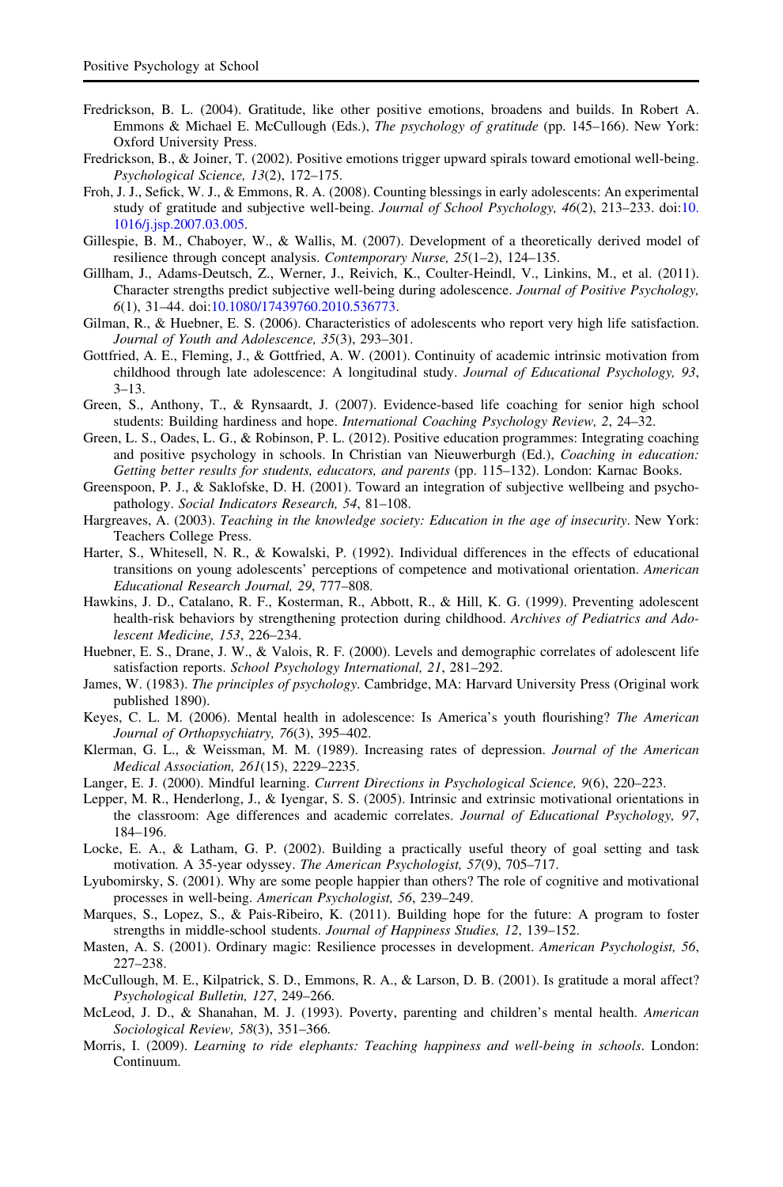Fredrickson, B. L. (2004). Gratitude, like other positive emotions, broadens and builds. In Robert A. Emmons & Michael E. McCullough (Eds.), *The psychology of gratitude* (pp. 145–166). New York: Oxford University Press.

Fredrickson, B., & Joiner, T. (2002). Positive emotions trigger upward spirals toward emotional well-being. *Psychological Science, 13*(2), 172–175.

Froh, J. J., Sefick, W. J., & Emmons, R. A. (2008). Counting blessings in early adolescents: An experimental study of gratitude and subjective well-being. *Journal of School Psychology, 46*(2), 213–233. doi:10.1016/j.jsp.2007.03.005.

Gillespie, B. M., Chaboyer, W., & Wallis, M. (2007). Development of a theoretically derived model of resilience through concept analysis. *Contemporary Nurse, 25*(1–2), 124–135.

Gillham, J., Adams-Deutsch, Z., Werner, J., Reivich, K., Coulter-Heindl, V., Linkins, M., et al. (2011). Character strengths predict subjective well-being during adolescence. *Journal of Positive Psychology, 6*(1), 31–44. doi:10.1080/17439760.2010.536773.

Gilman, R., & Huebner, E. S. (2006). Characteristics of adolescents who report very high life satisfaction. *Journal of Youth and Adolescence, 35*(3), 293–301.

Gottfried, A. E., Fleming, J., & Gottfried, A. W. (2001). Continuity of academic intrinsic motivation from childhood through late adolescence: A longitudinal study. *Journal of Educational Psychology, 93*, 3–13.

Green, S., Anthony, T., & Rynsaardt, J. (2007). Evidence-based life coaching for senior high school students: Building hardiness and hope. *International Coaching Psychology Review, 2*, 24–32.

Green, L. S., Oades, L. G., & Robinson, P. L. (2012). Positive education programmes: Integrating coaching and positive psychology in schools. In Christian van Nieuwerburgh (Ed.), *Coaching in education: Getting better results for students, educators, and parents* (pp. 115–132). London: Karnac Books.

Greenspoon, P. J., & Saklofske, D. H. (2001). Toward an integration of subjective wellbeing and psychopathology. *Social Indicators Research, 54*, 81–108.

Hargreaves, A. (2003). *Teaching in the knowledge society: Education in the age of insecurity*. New York: Teachers College Press.

Harter, S., Whitesell, N. R., & Kowalski, P. (1992). Individual differences in the effects of educational transitions on young adolescents' perceptions of competence and motivational orientation. *American Educational Research Journal, 29*, 777–808.

Hawkins, J. D., Catalano, R. F., Kosterman, R., Abbott, R., & Hill, K. G. (1999). Preventing adolescent health-risk behaviors by strengthening protection during childhood. *Archives of Pediatrics and Adolescent Medicine, 153*, 226–234.

Huebner, E. S., Drane, J. W., & Valois, R. F. (2000). Levels and demographic correlates of adolescent life satisfaction reports. *School Psychology International, 21*, 281–292.

James, W. (1983). *The principles of psychology*. Cambridge, MA: Harvard University Press (Original work published 1890).

Keyes, C. L. M. (2006). Mental health in adolescence: Is America's youth flourishing? *The American Journal of Orthopsychiatry, 76*(3), 395–402.

Klerman, G. L., & Weissman, M. M. (1989). Increasing rates of depression. *Journal of the American Medical Association, 261*(15), 2229–2235.

Langer, E. J. (2000). Mindful learning. *Current Directions in Psychological Science, 9*(6), 220–223.

Lepper, M. R., Henderlong, J., & Iyengar, S. S. (2005). Intrinsic and extrinsic motivational orientations in the classroom: Age differences and academic correlates. *Journal of Educational Psychology, 97*, 184–196.

Locke, E. A., & Latham, G. P. (2002). Building a practically useful theory of goal setting and task motivation. A 35-year odyssey. *The American Psychologist, 57*(9), 705–717.

Lyubomirsky, S. (2001). Why are some people happier than others? The role of cognitive and motivational processes in well-being. *American Psychologist, 56*, 239–249.

Marques, S., Lopez, S., & Pais-Ribeiro, K. (2011). Building hope for the future: A program to foster strengths in middle-school students. *Journal of Happiness Studies, 12*, 139–152.

Masten, A. S. (2001). Ordinary magic: Resilience processes in development. *American Psychologist, 56*, 227–238.

McCullough, M. E., Kilpatrick, S. D., Emmons, R. A., & Larson, D. B. (2001). Is gratitude a moral affect? *Psychological Bulletin, 127*, 249–266.

McLeod, J. D., & Shanahan, M. J. (1993). Poverty, parenting and children's mental health. *American Sociological Review, 58*(3), 351–366.

Morris, I. (2009). *Learning to ride elephants: Teaching happiness and well-being in schools*. London: Continuum.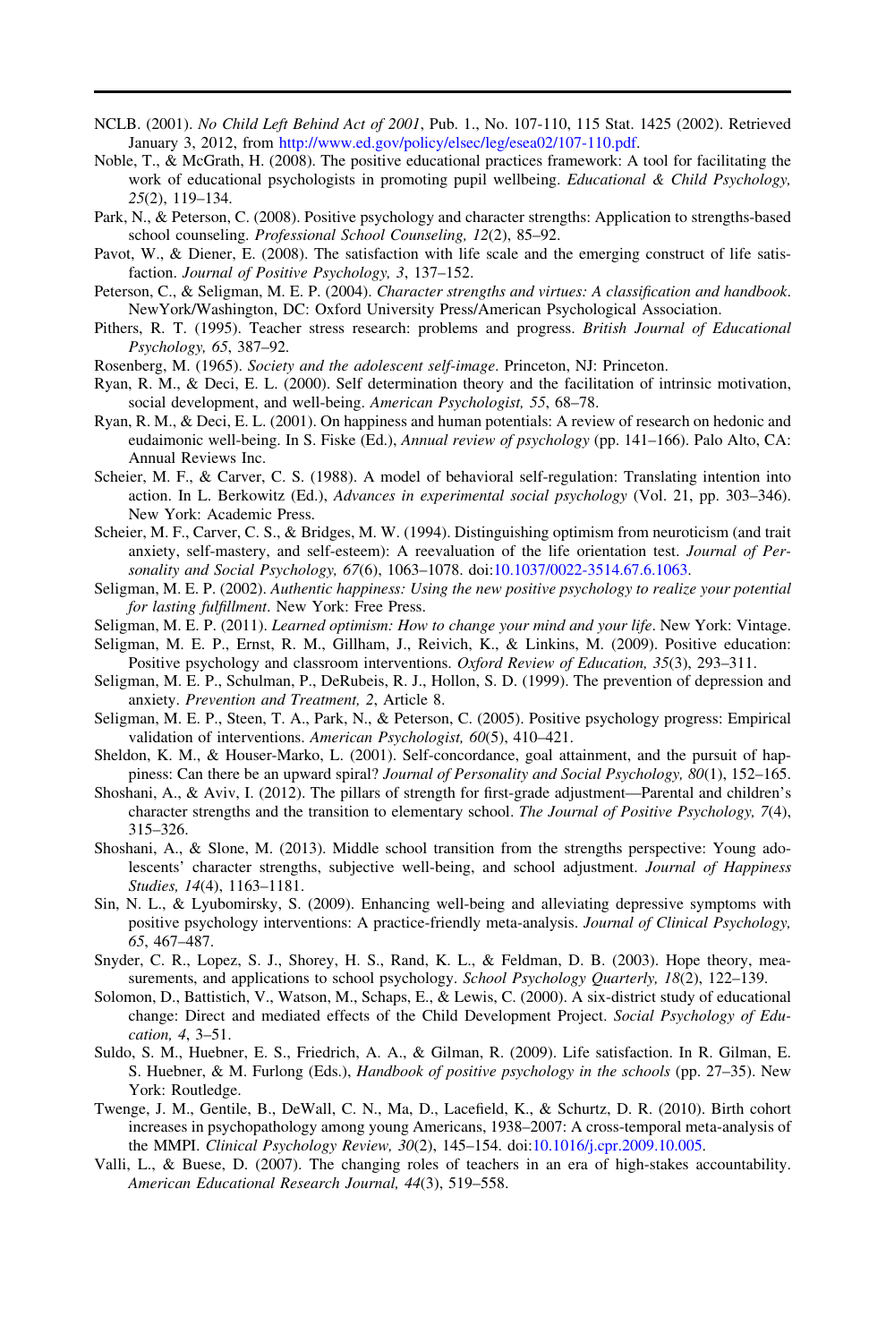NCLB. (2001). *No Child Left Behind Act of 2001*, Pub. 1., No. 107-110, 115 Stat. 1425 (2002). Retrieved January 3, 2012, from http://www.ed.gov/policy/elsec/leg/esea02/107-110.pdf.

Noble, T., & McGrath, H. (2008). The positive educational practices framework: A tool for facilitating the work of educational psychologists in promoting pupil wellbeing. *Educational & Child Psychology, 25*(2), 119–134.

Park, N., & Peterson, C. (2008). Positive psychology and character strengths: Application to strengths-based school counseling. *Professional School Counseling, 12*(2), 85–92.

Pavot, W., & Diener, E. (2008). The satisfaction with life scale and the emerging construct of life satisfaction. *Journal of Positive Psychology, 3*, 137–152.

Peterson, C., & Seligman, M. E. P. (2004). *Character strengths and virtues: A classification and handbook*. NewYork/Washington, DC: Oxford University Press/American Psychological Association.

Pithers, R. T. (1995). Teacher stress research: problems and progress. *British Journal of Educational Psychology, 65*, 387–92.

Rosenberg, M. (1965). *Society and the adolescent self-image*. Princeton, NJ: Princeton.

Ryan, R. M., & Deci, E. L. (2000). Self determination theory and the facilitation of intrinsic motivation, social development, and well-being. *American Psychologist, 55*, 68–78.

Ryan, R. M., & Deci, E. L. (2001). On happiness and human potentials: A review of research on hedonic and eudaimonic well-being. In S. Fiske (Ed.), *Annual review of psychology* (pp. 141–166). Palo Alto, CA: Annual Reviews Inc.

Scheier, M. F., & Carver, C. S. (1988). A model of behavioral self-regulation: Translating intention into action. In L. Berkowitz (Ed.), *Advances in experimental social psychology* (Vol. 21, pp. 303–346). New York: Academic Press.

Scheier, M. F., Carver, C. S., & Bridges, M. W. (1994). Distinguishing optimism from neuroticism (and trait anxiety, self-mastery, and self-esteem): A reevaluation of the life orientation test. *Journal of Personality and Social Psychology, 67*(6), 1063–1078. doi:10.1037/0022-3514.67.6.1063.

Seligman, M. E. P. (2002). *Authentic happiness: Using the new positive psychology to realize your potential for lasting fulfillment*. New York: Free Press.

Seligman, M. E. P. (2011). *Learned optimism: How to change your mind and your life*. New York: Vintage.

Seligman, M. E. P., Ernst, R. M., Gillham, J., Reivich, K., & Linkins, M. (2009). Positive education: Positive psychology and classroom interventions. *Oxford Review of Education, 35*(3), 293–311.

Seligman, M. E. P., Schulman, P., DeRubeis, R. J., Hollon, S. D. (1999). The prevention of depression and anxiety. *Prevention and Treatment, 2*, Article 8.

Seligman, M. E. P., Steen, T. A., Park, N., & Peterson, C. (2005). Positive psychology progress: Empirical validation of interventions. *American Psychologist, 60*(5), 410–421.

Sheldon, K. M., & Houser-Marko, L. (2001). Self-concordance, goal attainment, and the pursuit of happiness: Can there be an upward spiral? *Journal of Personality and Social Psychology, 80*(1), 152–165.

Shoshani, A., & Aviv, I. (2012). The pillars of strength for first-grade adjustment—Parental and children's character strengths and the transition to elementary school. *The Journal of Positive Psychology, 7*(4), 315–326.

Shoshani, A., & Slone, M. (2013). Middle school transition from the strengths perspective: Young adolescents' character strengths, subjective well-being, and school adjustment. *Journal of Happiness Studies, 14*(4), 1163–1181.

Sin, N. L., & Lyubomirsky, S. (2009). Enhancing well-being and alleviating depressive symptoms with positive psychology interventions: A practice-friendly meta-analysis. *Journal of Clinical Psychology, 65*, 467–487.

Snyder, C. R., Lopez, S. J., Shorey, H. S., Rand, K. L., & Feldman, D. B. (2003). Hope theory, measurements, and applications to school psychology. *School Psychology Quarterly, 18*(2), 122–139.

Solomon, D., Battistich, V., Watson, M., Schaps, E., & Lewis, C. (2000). A six-district study of educational change: Direct and mediated effects of the Child Development Project. *Social Psychology of Education, 4*, 3–51.

Suldo, S. M., Huebner, E. S., Friedrich, A. A., & Gilman, R. (2009). Life satisfaction. In R. Gilman, E. S. Huebner, & M. Furlong (Eds.), *Handbook of positive psychology in the schools* (pp. 27–35). New York: Routledge.

Twenge, J. M., Gentile, B., DeWall, C. N., Ma, D., Lacefield, K., & Schurtz, D. R. (2010). Birth cohort increases in psychopathology among young Americans, 1938–2007: A cross-temporal meta-analysis of the MMPI. *Clinical Psychology Review, 30*(2), 145–154. doi:10.1016/j.cpr.2009.10.005.

Valli, L., & Buese, D. (2007). The changing roles of teachers in an era of high-stakes accountability. *American Educational Research Journal, 44*(3), 519–558.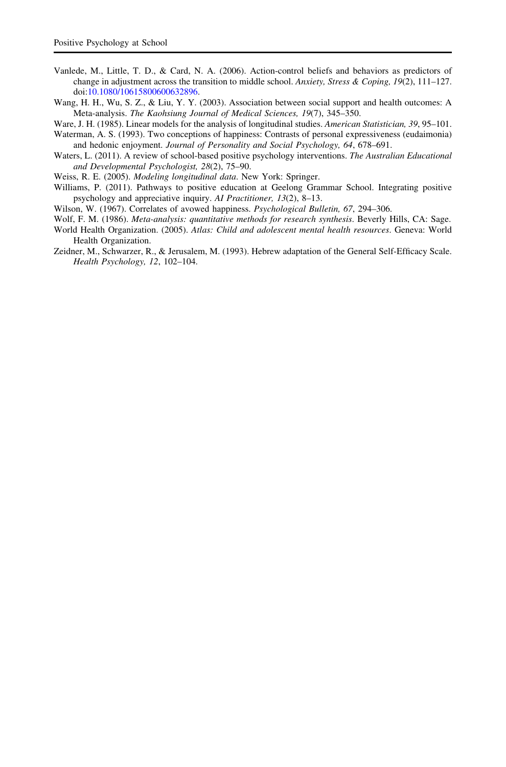Vanlede, M., Little, T. D., & Card, N. A. (2006). Action-control beliefs and behaviors as predictors of change in adjustment across the transition to middle school. *Anxiety, Stress & Coping, 19*(2), 111–127. doi:10.1080/10615800600632896.

Wang, H. H., Wu, S. Z., & Liu, Y. Y. (2003). Association between social support and health outcomes: A Meta-analysis. *The Kaohsiung Journal of Medical Sciences, 19*(7), 345–350.

Ware, J. H. (1985). Linear models for the analysis of longitudinal studies. *American Statistician, 39*, 95–101.

Waterman, A. S. (1993). Two conceptions of happiness: Contrasts of personal expressiveness (eudaimonia) and hedonic enjoyment. *Journal of Personality and Social Psychology, 64*, 678–691.

Waters, L. (2011). A review of school-based positive psychology interventions. *The Australian Educational and Developmental Psychologist, 28*(2), 75–90.

Weiss, R. E. (2005). *Modeling longitudinal data*. New York: Springer.

Williams, P. (2011). Pathways to positive education at Geelong Grammar School. Integrating positive psychology and appreciative inquiry. *AI Practitioner, 13*(2), 8–13.

Wilson, W. (1967). Correlates of avowed happiness. *Psychological Bulletin, 67*, 294–306.

Wolf, F. M. (1986). *Meta-analysis: quantitative methods for research synthesis*. Beverly Hills, CA: Sage.

World Health Organization. (2005). *Atlas: Child and adolescent mental health resources*. Geneva: World Health Organization.

Zeidner, M., Schwarzer, R., & Jerusalem, M. (1993). Hebrew adaptation of the General Self-Efficacy Scale. *Health Psychology, 12*, 102–104.